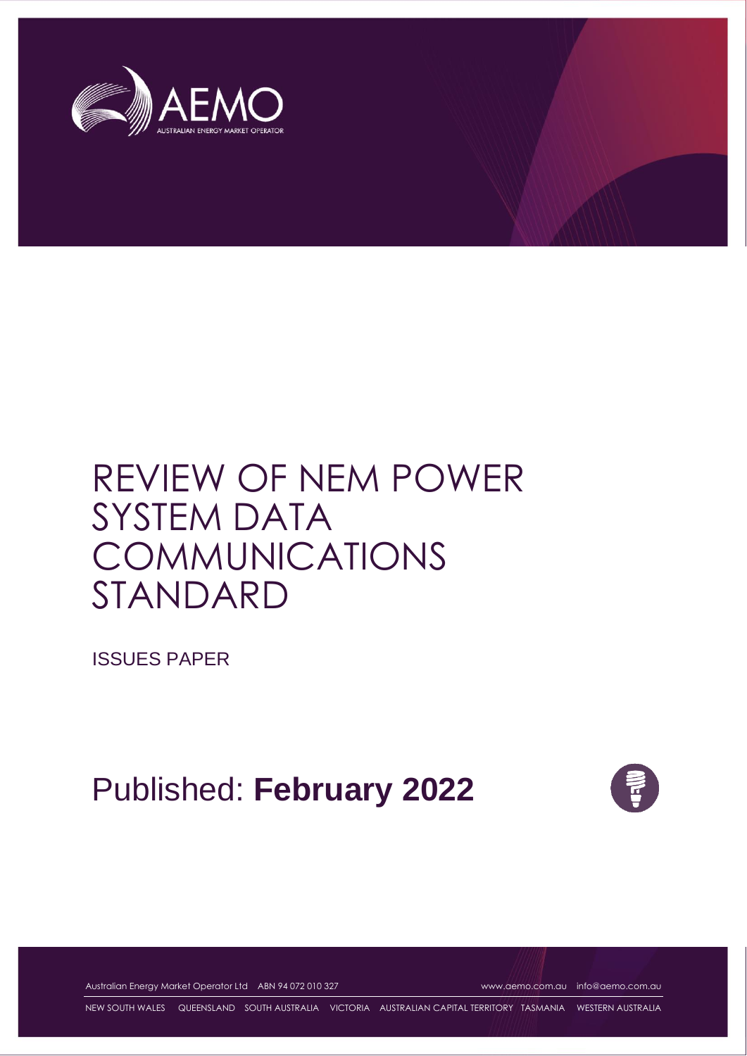# REVIEW OF NEM POWER SYSTEM DATA COMMUNICATIONS STANDARD

ISSUES PAPER

Published: **February 2022**

Australian Energy Market Operator Ltd ABN 94 072 010 327 www.aemo.com.au info@aemo.com.au

NEW SOUTH WALES QUEENSLAND SOUTH AUSTRALIA VICTORIA AUSTRALIAN CAPITAL TERRITORY TASMANIA WESTERN AUSTRALIA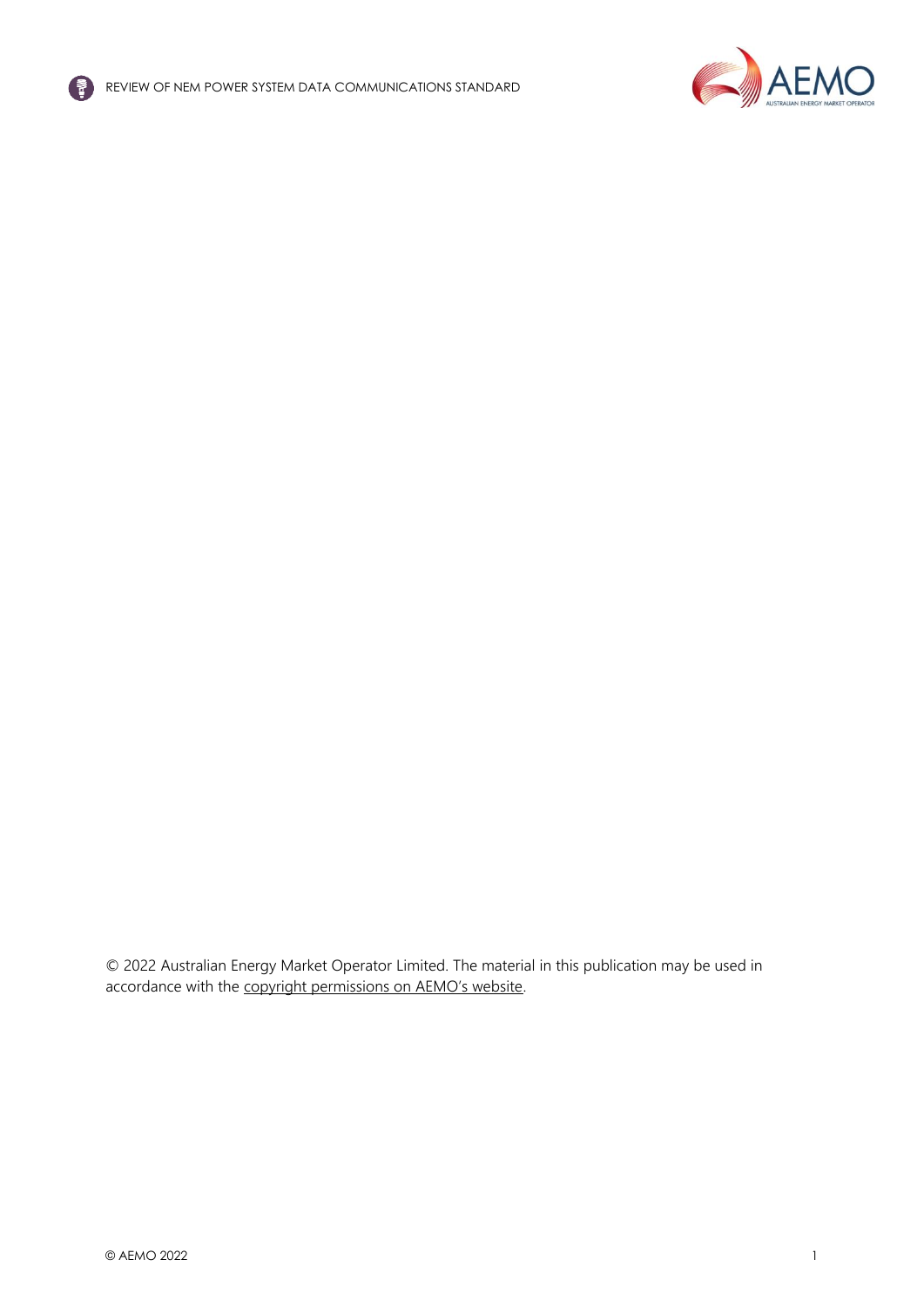© 2022 Australian Energy Market Operator Limited. The material in this publication may be used in accordance with the copyright permissions on AEMO's website.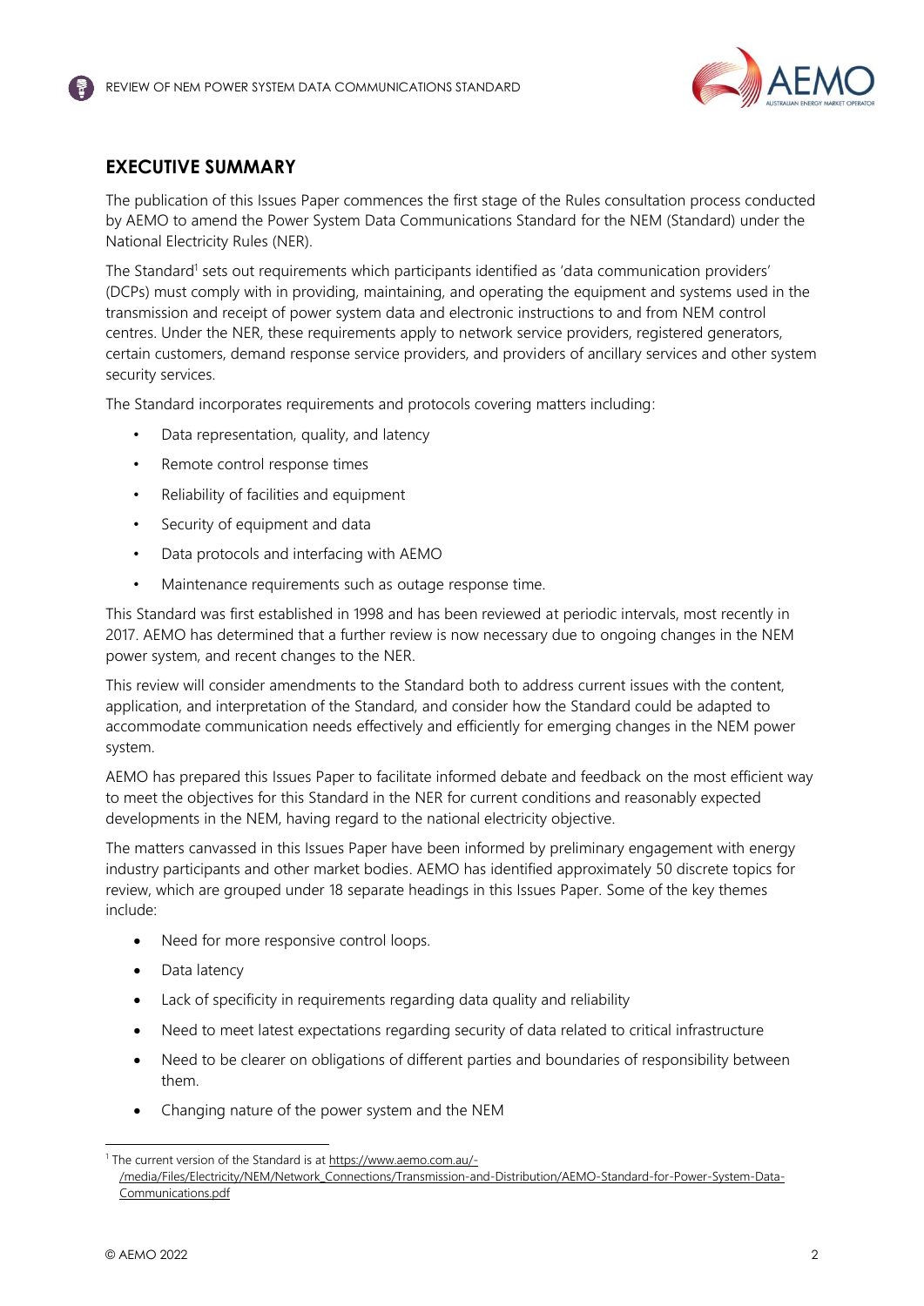## EXECUTIVE SUMMARY

The publication of this Issues Paper commences the first stage of the Rules consultation process conducted by AEMO to amend the Power System Data Communications Standard for the NEM (Standard) under the National Electricity Rules (NER).

The Standard[1] sets out requirements which participants identified as 'data communication providers' (DCPs) must comply with in providing, maintaining, and operating the equipment and systems used in the transmission and receipt of power system data and electronic instructions to and from NEM control centres. Under the NER, these requirements apply to network service providers, registered generators, certain customers, demand response service providers, and providers of ancillary services and other system security services.

The Standard incorporates requirements and protocols covering matters including:

- Data representation, quality, and latency
- Remote control response times
- Reliability of facilities and equipment
- Security of equipment and data
- Data protocols and interfacing with AEMO
- Maintenance requirements such as outage response time.

This Standard was first established in 1998 and has been reviewed at periodic intervals, most recently in 2017. AEMO has determined that a further review is now necessary due to ongoing changes in the NEM power system, and recent changes to the NER.

This review will consider amendments to the Standard both to address current issues with the content, application, and interpretation of the Standard, and consider how the Standard could be adapted to accommodate communication needs effectively and efficiently for emerging changes in the NEM power system.

AEMO has prepared this Issues Paper to facilitate informed debate and feedback on the most efficient way to meet the objectives for this Standard in the NER for current conditions and reasonably expected developments in the NEM, having regard to the national electricity objective.

The matters canvassed in this Issues Paper have been informed by preliminary engagement with energy industry participants and other market bodies. AEMO has identified approximately 50 discrete topics for review, which are grouped under 18 separate headings in this Issues Paper. Some of the key themes include:

- Need for more responsive control loops.
- Data latency
- Lack of specificity in requirements regarding data quality and reliability
- Need to meet latest expectations regarding security of data related to critical infrastructure
- Need to be clearer on obligations of different parties and boundaries of responsibility between them.
- Changing nature of the power system and the NEM

[1] The current version of the Standard is at https://www.aemo.com.au/-/media/Files/Electricity/NEM/Network_Connections/Transmission-and-Distribution/AEMO-Standard-for-Power-System-Data-Communications.pdf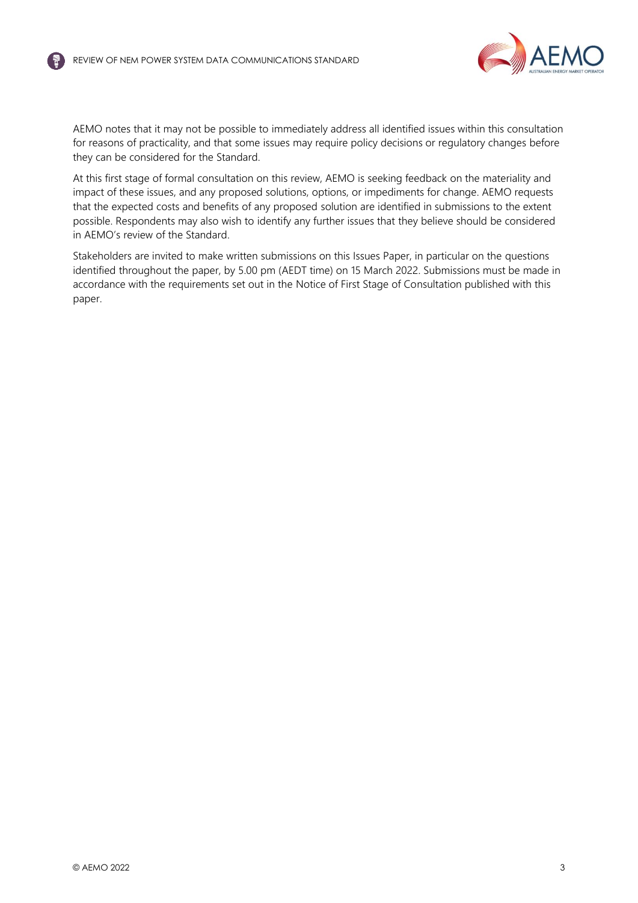AEMO notes that it may not be possible to immediately address all identified issues within this consultation for reasons of practicality, and that some issues may require policy decisions or regulatory changes before they can be considered for the Standard.

At this first stage of formal consultation on this review, AEMO is seeking feedback on the materiality and impact of these issues, and any proposed solutions, options, or impediments for change. AEMO requests that the expected costs and benefits of any proposed solution are identified in submissions to the extent possible. Respondents may also wish to identify any further issues that they believe should be considered in AEMO's review of the Standard.

Stakeholders are invited to make written submissions on this Issues Paper, in particular on the questions identified throughout the paper, by 5.00 pm (AEDT time) on 15 March 2022. Submissions must be made in accordance with the requirements set out in the Notice of First Stage of Consultation published with this paper.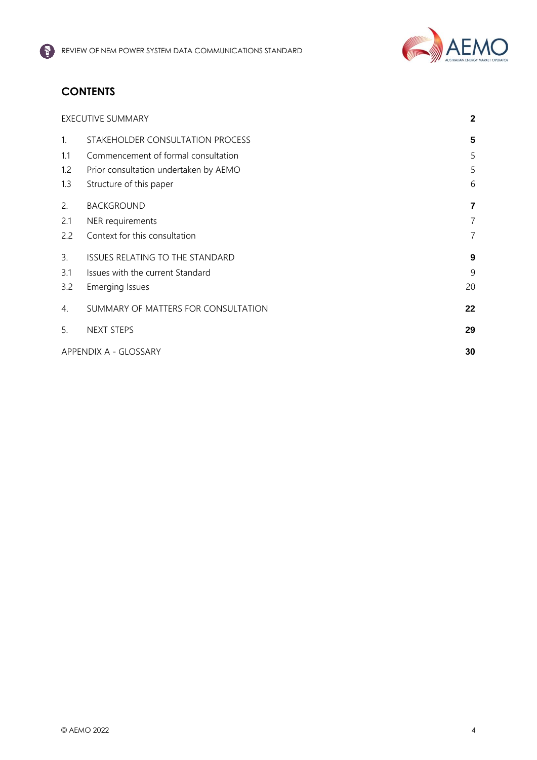## CONTENTS

| | | |
|---|---|---|
| EXECUTIVE SUMMARY | | **2** |
| 1. | STAKEHOLDER CONSULTATION PROCESS | **5** |
| 1.1 | Commencement of formal consultation | 5 |
| 1.2 | Prior consultation undertaken by AEMO | 5 |
| 1.3 | Structure of this paper | 6 |
| 2. | BACKGROUND | **7** |
| 2.1 | NER requirements | 7 |
| 2.2 | Context for this consultation | 7 |
| 3. | ISSUES RELATING TO THE STANDARD | **9** |
| 3.1 | Issues with the current Standard | 9 |
| 3.2 | Emerging Issues | 20 |
| 4. | SUMMARY OF MATTERS FOR CONSULTATION | **22** |
| 5. | NEXT STEPS | **29** |
| APPENDIX A - GLOSSARY | | **30** |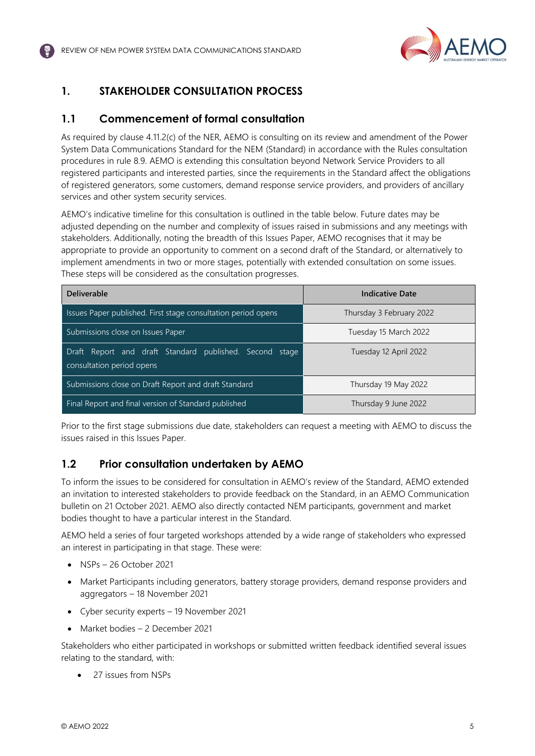# 1. STAKEHOLDER CONSULTATION PROCESS

## 1.1 Commencement of formal consultation

As required by clause 4.11.2(c) of the NER, AEMO is consulting on its review and amendment of the Power System Data Communications Standard for the NEM (Standard) in accordance with the Rules consultation procedures in rule 8.9. AEMO is extending this consultation beyond Network Service Providers to all registered participants and interested parties, since the requirements in the Standard affect the obligations of registered generators, some customers, demand response service providers, and providers of ancillary services and other system security services.

AEMO's indicative timeline for this consultation is outlined in the table below. Future dates may be adjusted depending on the number and complexity of issues raised in submissions and any meetings with stakeholders. Additionally, noting the breadth of this Issues Paper, AEMO recognises that it may be appropriate to provide an opportunity to comment on a second draft of the Standard, or alternatively to implement amendments in two or more stages, potentially with extended consultation on some issues. These steps will be considered as the consultation progresses.

| Deliverable | Indicative Date |
| --- | --- |
| Issues Paper published. First stage consultation period opens | Thursday 3 February 2022 |
| Submissions close on Issues Paper | Tuesday 15 March 2022 |
| Draft Report and draft Standard published. Second stage consultation period opens | Tuesday 12 April 2022 |
| Submissions close on Draft Report and draft Standard | Thursday 19 May 2022 |
| Final Report and final version of Standard published | Thursday 9 June 2022 |

Prior to the first stage submissions due date, stakeholders can request a meeting with AEMO to discuss the issues raised in this Issues Paper.

## 1.2 Prior consultation undertaken by AEMO

To inform the issues to be considered for consultation in AEMO's review of the Standard, AEMO extended an invitation to interested stakeholders to provide feedback on the Standard, in an AEMO Communication bulletin on 21 October 2021. AEMO also directly contacted NEM participants, government and market bodies thought to have a particular interest in the Standard.

AEMO held a series of four targeted workshops attended by a wide range of stakeholders who expressed an interest in participating in that stage. These were:

- NSPs – 26 October 2021
- Market Participants including generators, battery storage providers, demand response providers and aggregators – 18 November 2021
- Cyber security experts – 19 November 2021
- Market bodies – 2 December 2021

Stakeholders who either participated in workshops or submitted written feedback identified several issues relating to the standard, with:

- 27 issues from NSPs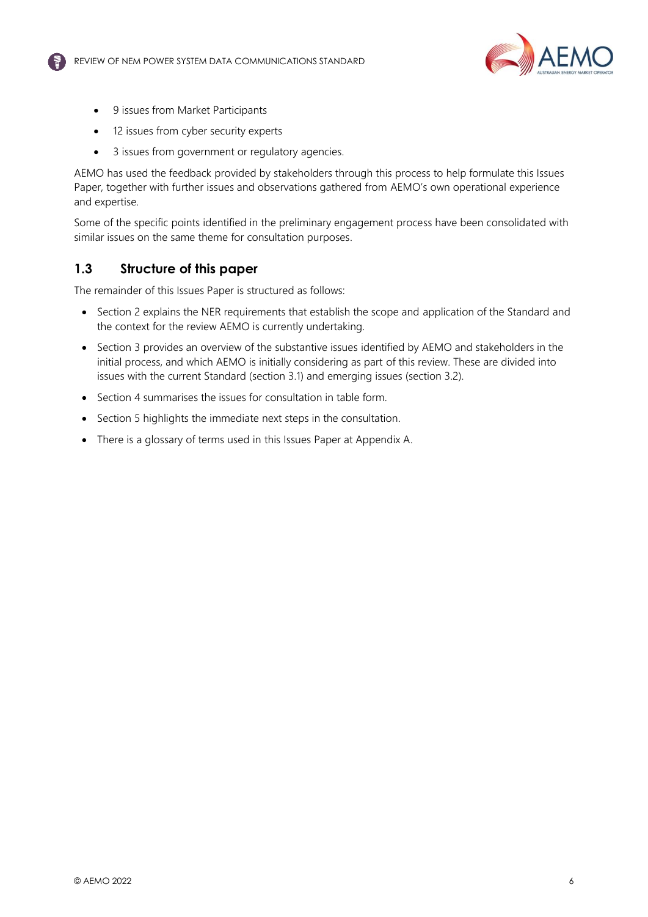- 9 issues from Market Participants
- 12 issues from cyber security experts
- 3 issues from government or regulatory agencies.

AEMO has used the feedback provided by stakeholders through this process to help formulate this Issues Paper, together with further issues and observations gathered from AEMO's own operational experience and expertise.

Some of the specific points identified in the preliminary engagement process have been consolidated with similar issues on the same theme for consultation purposes.

## 1.3 Structure of this paper

The remainder of this Issues Paper is structured as follows:

- Section 2 explains the NER requirements that establish the scope and application of the Standard and the context for the review AEMO is currently undertaking.
- Section 3 provides an overview of the substantive issues identified by AEMO and stakeholders in the initial process, and which AEMO is initially considering as part of this review. These are divided into issues with the current Standard (section 3.1) and emerging issues (section 3.2).
- Section 4 summarises the issues for consultation in table form.
- Section 5 highlights the immediate next steps in the consultation.
- There is a glossary of terms used in this Issues Paper at Appendix A.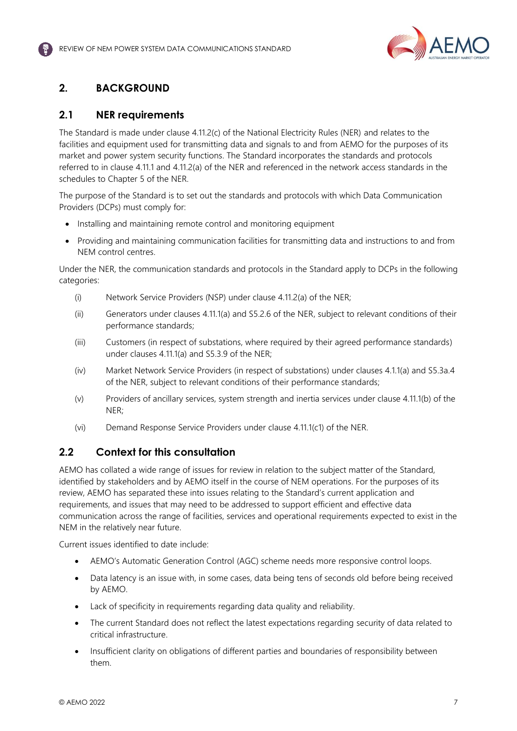# 2. BACKGROUND

## 2.1 NER requirements

The Standard is made under clause 4.11.2(c) of the National Electricity Rules (NER) and relates to the facilities and equipment used for transmitting data and signals to and from AEMO for the purposes of its market and power system security functions. The Standard incorporates the standards and protocols referred to in clause 4.11.1 and 4.11.2(a) of the NER and referenced in the network access standards in the schedules to Chapter 5 of the NER.

The purpose of the Standard is to set out the standards and protocols with which Data Communication Providers (DCPs) must comply for:

- Installing and maintaining remote control and monitoring equipment
- Providing and maintaining communication facilities for transmitting data and instructions to and from NEM control centres.

Under the NER, the communication standards and protocols in the Standard apply to DCPs in the following categories:

(i) Network Service Providers (NSP) under clause 4.11.2(a) of the NER;

(ii) Generators under clauses 4.11.1(a) and S5.2.6 of the NER, subject to relevant conditions of their performance standards;

(iii) Customers (in respect of substations, where required by their agreed performance standards) under clauses 4.11.1(a) and S5.3.9 of the NER;

(iv) Market Network Service Providers (in respect of substations) under clauses 4.1.1(a) and S5.3a.4 of the NER, subject to relevant conditions of their performance standards;

(v) Providers of ancillary services, system strength and inertia services under clause 4.11.1(b) of the NER;

(vi) Demand Response Service Providers under clause 4.11.1(c1) of the NER.

## 2.2 Context for this consultation

AEMO has collated a wide range of issues for review in relation to the subject matter of the Standard, identified by stakeholders and by AEMO itself in the course of NEM operations. For the purposes of its review, AEMO has separated these into issues relating to the Standard's current application and requirements, and issues that may need to be addressed to support efficient and effective data communication across the range of facilities, services and operational requirements expected to exist in the NEM in the relatively near future.

Current issues identified to date include:

- AEMO's Automatic Generation Control (AGC) scheme needs more responsive control loops.
- Data latency is an issue with, in some cases, data being tens of seconds old before being received by AEMO.
- Lack of specificity in requirements regarding data quality and reliability.
- The current Standard does not reflect the latest expectations regarding security of data related to critical infrastructure.
- Insufficient clarity on obligations of different parties and boundaries of responsibility between them.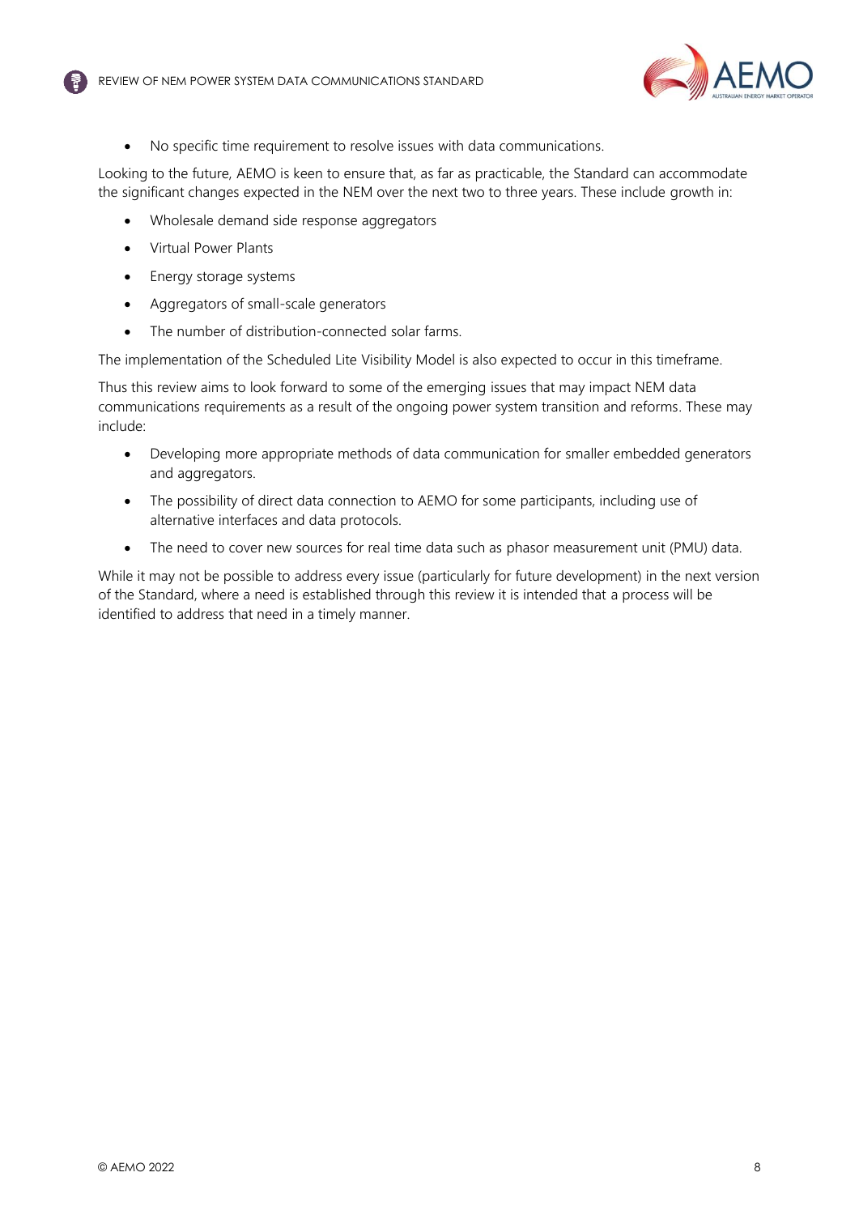- No specific time requirement to resolve issues with data communications.

Looking to the future, AEMO is keen to ensure that, as far as practicable, the Standard can accommodate the significant changes expected in the NEM over the next two to three years. These include growth in:

- Wholesale demand side response aggregators
- Virtual Power Plants
- Energy storage systems
- Aggregators of small-scale generators
- The number of distribution-connected solar farms.

The implementation of the Scheduled Lite Visibility Model is also expected to occur in this timeframe.

Thus this review aims to look forward to some of the emerging issues that may impact NEM data communications requirements as a result of the ongoing power system transition and reforms. These may include:

- Developing more appropriate methods of data communication for smaller embedded generators and aggregators.
- The possibility of direct data connection to AEMO for some participants, including use of alternative interfaces and data protocols.
- The need to cover new sources for real time data such as phasor measurement unit (PMU) data.

While it may not be possible to address every issue (particularly for future development) in the next version of the Standard, where a need is established through this review it is intended that a process will be identified to address that need in a timely manner.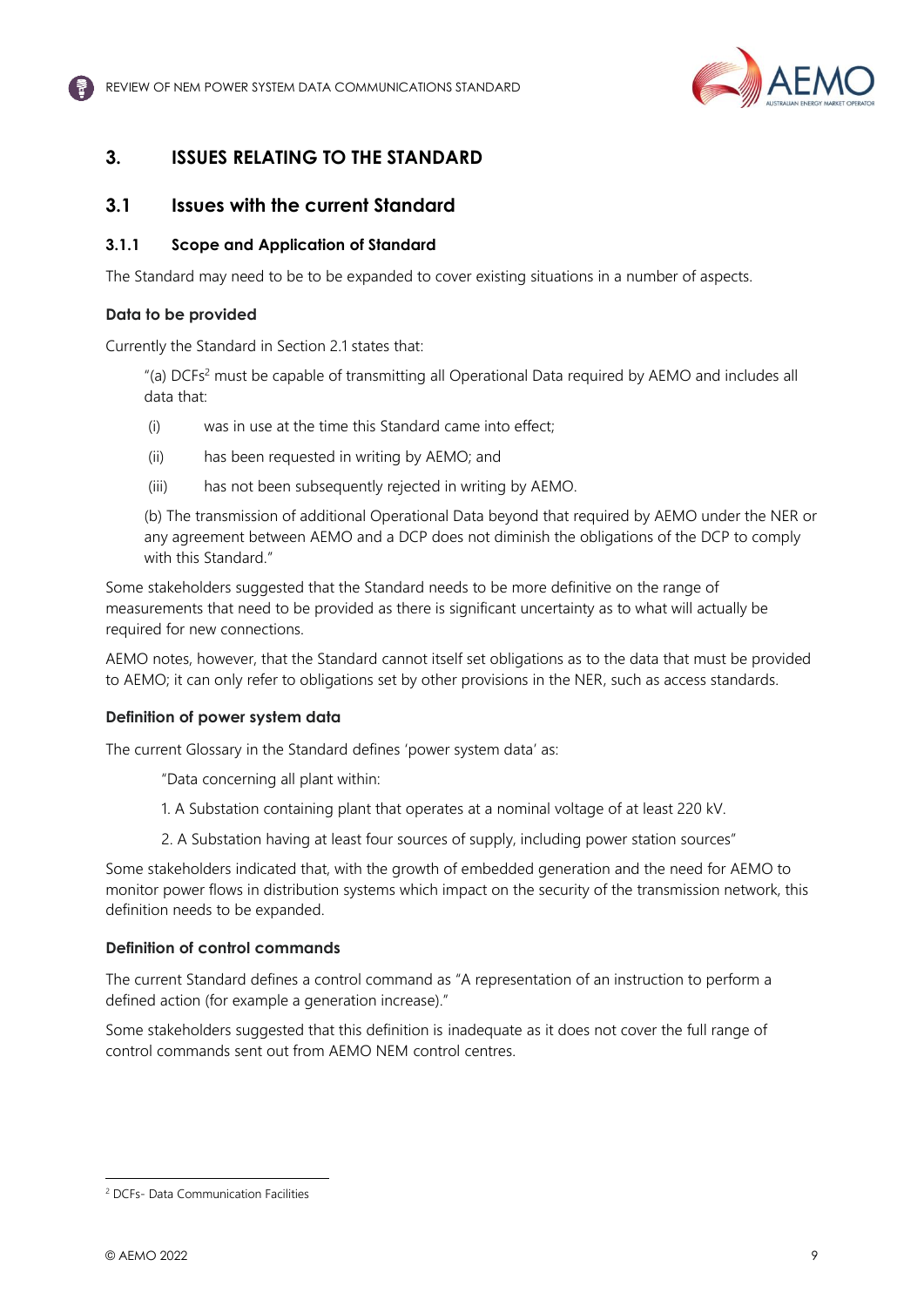# 3. ISSUES RELATING TO THE STANDARD

## 3.1 Issues with the current Standard

### 3.1.1 Scope and Application of Standard

The Standard may need to be to be expanded to cover existing situations in a number of aspects.

**Data to be provided**

Currently the Standard in Section 2.1 states that:

> "(a) DCFs[2] must be capable of transmitting all Operational Data required by AEMO and includes all data that:
>
> (i) was in use at the time this Standard came into effect;
>
> (ii) has been requested in writing by AEMO; and
>
> (iii) has not been subsequently rejected in writing by AEMO.
>
> (b) The transmission of additional Operational Data beyond that required by AEMO under the NER or any agreement between AEMO and a DCP does not diminish the obligations of the DCP to comply with this Standard."

Some stakeholders suggested that the Standard needs to be more definitive on the range of measurements that need to be provided as there is significant uncertainty as to what will actually be required for new connections.

AEMO notes, however, that the Standard cannot itself set obligations as to the data that must be provided to AEMO; it can only refer to obligations set by other provisions in the NER, such as access standards.

**Definition of power system data**

The current Glossary in the Standard defines 'power system data' as:

> "Data concerning all plant within:
>
> 1. A Substation containing plant that operates at a nominal voltage of at least 220 kV.
> 2. A Substation having at least four sources of supply, including power station sources"

Some stakeholders indicated that, with the growth of embedded generation and the need for AEMO to monitor power flows in distribution systems which impact on the security of the transmission network, this definition needs to be expanded.

**Definition of control commands**

The current Standard defines a control command as "A representation of an instruction to perform a defined action (for example a generation increase)."

Some stakeholders suggested that this definition is inadequate as it does not cover the full range of control commands sent out from AEMO NEM control centres.

---

[2] DCFs- Data Communication Facilities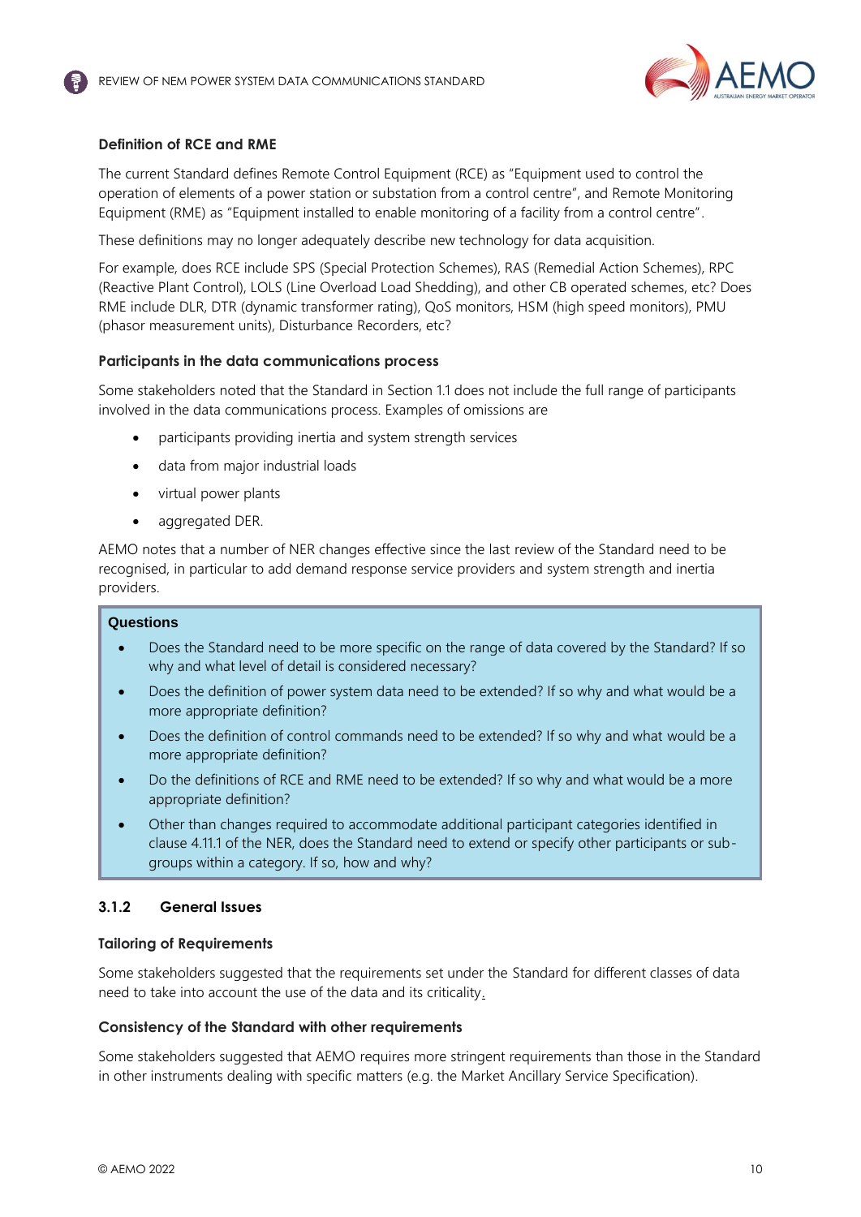#### Definition of RCE and RME

The current Standard defines Remote Control Equipment (RCE) as "Equipment used to control the operation of elements of a power station or substation from a control centre", and Remote Monitoring Equipment (RME) as "Equipment installed to enable monitoring of a facility from a control centre".

These definitions may no longer adequately describe new technology for data acquisition.

For example, does RCE include SPS (Special Protection Schemes), RAS (Remedial Action Schemes), RPC (Reactive Plant Control), LOLS (Line Overload Load Shedding), and other CB operated schemes, etc? Does RME include DLR, DTR (dynamic transformer rating), QoS monitors, HSM (high speed monitors), PMU (phasor measurement units), Disturbance Recorders, etc?

#### Participants in the data communications process

Some stakeholders noted that the Standard in Section 1.1 does not include the full range of participants involved in the data communications process. Examples of omissions are

- participants providing inertia and system strength services
- data from major industrial loads
- virtual power plants
- aggregated DER.

AEMO notes that a number of NER changes effective since the last review of the Standard need to be recognised, in particular to add demand response service providers and system strength and inertia providers.

**Questions**

- Does the Standard need to be more specific on the range of data covered by the Standard? If so why and what level of detail is considered necessary?
- Does the definition of power system data need to be extended? If so why and what would be a more appropriate definition?
- Does the definition of control commands need to be extended? If so why and what would be a more appropriate definition?
- Do the definitions of RCE and RME need to be extended? If so why and what would be a more appropriate definition?
- Other than changes required to accommodate additional participant categories identified in clause 4.11.1 of the NER, does the Standard need to extend or specify other participants or sub-groups within a category. If so, how and why?

### 3.1.2 General Issues

#### Tailoring of Requirements

Some stakeholders suggested that the requirements set under the Standard for different classes of data need to take into account the use of the data and its criticality.

#### Consistency of the Standard with other requirements

Some stakeholders suggested that AEMO requires more stringent requirements than those in the Standard in other instruments dealing with specific matters (e.g. the Market Ancillary Service Specification).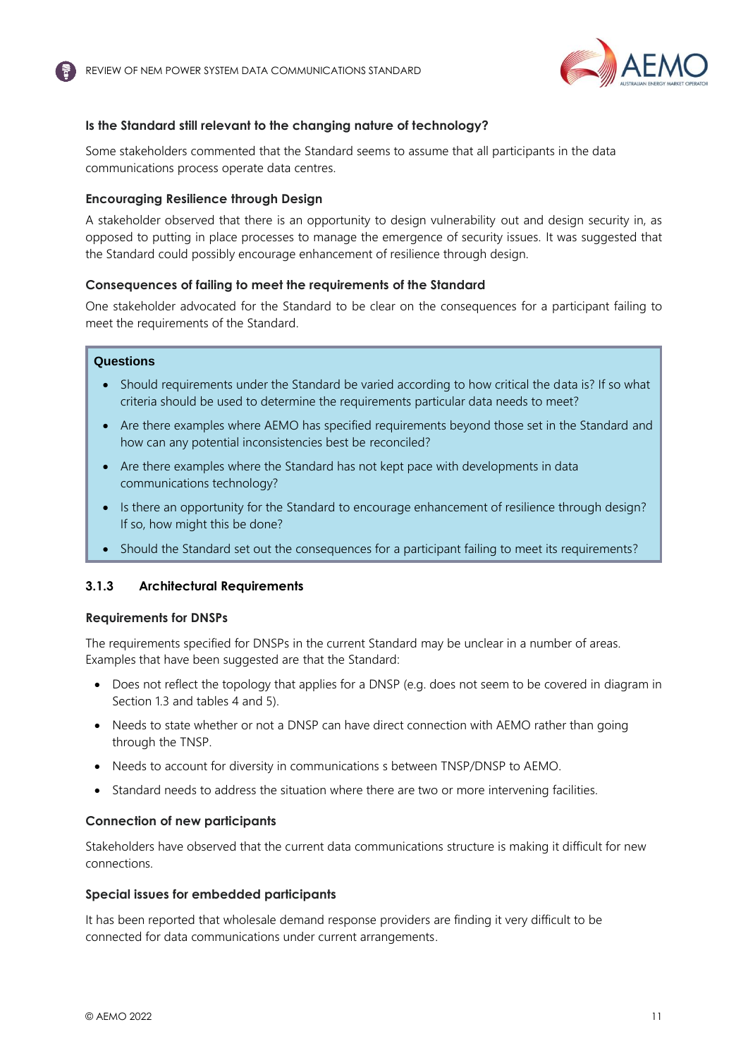**Is the Standard still relevant to the changing nature of technology?**

Some stakeholders commented that the Standard seems to assume that all participants in the data communications process operate data centres.

**Encouraging Resilience through Design**

A stakeholder observed that there is an opportunity to design vulnerability out and design security in, as opposed to putting in place processes to manage the emergence of security issues. It was suggested that the Standard could possibly encourage enhancement of resilience through design.

**Consequences of failing to meet the requirements of the Standard**

One stakeholder advocated for the Standard to be clear on the consequences for a participant failing to meet the requirements of the Standard.

> **Questions**
>
> - Should requirements under the Standard be varied according to how critical the data is? If so what criteria should be used to determine the requirements particular data needs to meet?
> - Are there examples where AEMO has specified requirements beyond those set in the Standard and how can any potential inconsistencies best be reconciled?
> - Are there examples where the Standard has not kept pace with developments in data communications technology?
> - Is there an opportunity for the Standard to encourage enhancement of resilience through design? If so, how might this be done?
> - Should the Standard set out the consequences for a participant failing to meet its requirements?

### 3.1.3 Architectural Requirements

**Requirements for DNSPs**

The requirements specified for DNSPs in the current Standard may be unclear in a number of areas. Examples that have been suggested are that the Standard:

- Does not reflect the topology that applies for a DNSP (e.g. does not seem to be covered in diagram in Section 1.3 and tables 4 and 5).
- Needs to state whether or not a DNSP can have direct connection with AEMO rather than going through the TNSP.
- Needs to account for diversity in communications s between TNSP/DNSP to AEMO.
- Standard needs to address the situation where there are two or more intervening facilities.

**Connection of new participants**

Stakeholders have observed that the current data communications structure is making it difficult for new connections.

**Special issues for embedded participants**

It has been reported that wholesale demand response providers are finding it very difficult to be connected for data communications under current arrangements.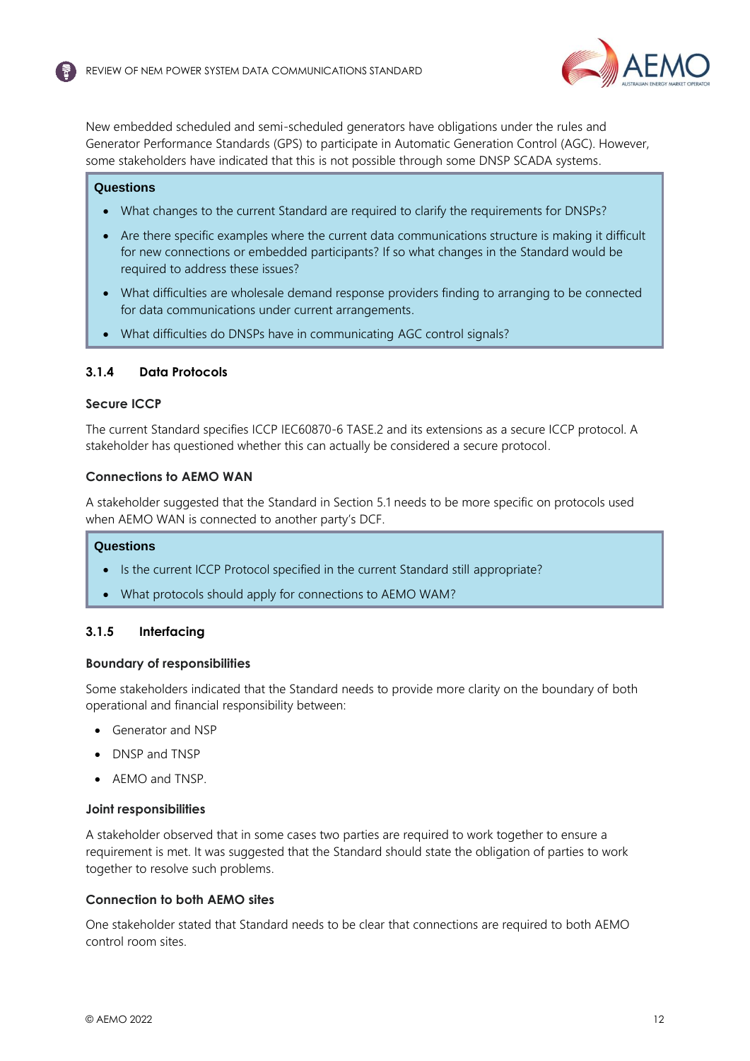New embedded scheduled and semi-scheduled generators have obligations under the rules and Generator Performance Standards (GPS) to participate in Automatic Generation Control (AGC). However, some stakeholders have indicated that this is not possible through some DNSP SCADA systems.

> **Questions**
>
> - What changes to the current Standard are required to clarify the requirements for DNSPs?
> - Are there specific examples where the current data communications structure is making it difficult for new connections or embedded participants? If so what changes in the Standard would be required to address these issues?
> - What difficulties are wholesale demand response providers finding to arranging to be connected for data communications under current arrangements.
> - What difficulties do DNSPs have in communicating AGC control signals?

### 3.1.4 Data Protocols

#### Secure ICCP

The current Standard specifies ICCP IEC60870-6 TASE.2 and its extensions as a secure ICCP protocol. A stakeholder has questioned whether this can actually be considered a secure protocol.

#### Connections to AEMO WAN

A stakeholder suggested that the Standard in Section 5.1 needs to be more specific on protocols used when AEMO WAN is connected to another party's DCF.

> **Questions**
>
> - Is the current ICCP Protocol specified in the current Standard still appropriate?
> - What protocols should apply for connections to AEMO WAM?

### 3.1.5 Interfacing

#### Boundary of responsibilities

Some stakeholders indicated that the Standard needs to provide more clarity on the boundary of both operational and financial responsibility between:

- Generator and NSP
- DNSP and TNSP
- AEMO and TNSP.

#### Joint responsibilities

A stakeholder observed that in some cases two parties are required to work together to ensure a requirement is met. It was suggested that the Standard should state the obligation of parties to work together to resolve such problems.

#### Connection to both AEMO sites

One stakeholder stated that Standard needs to be clear that connections are required to both AEMO control room sites.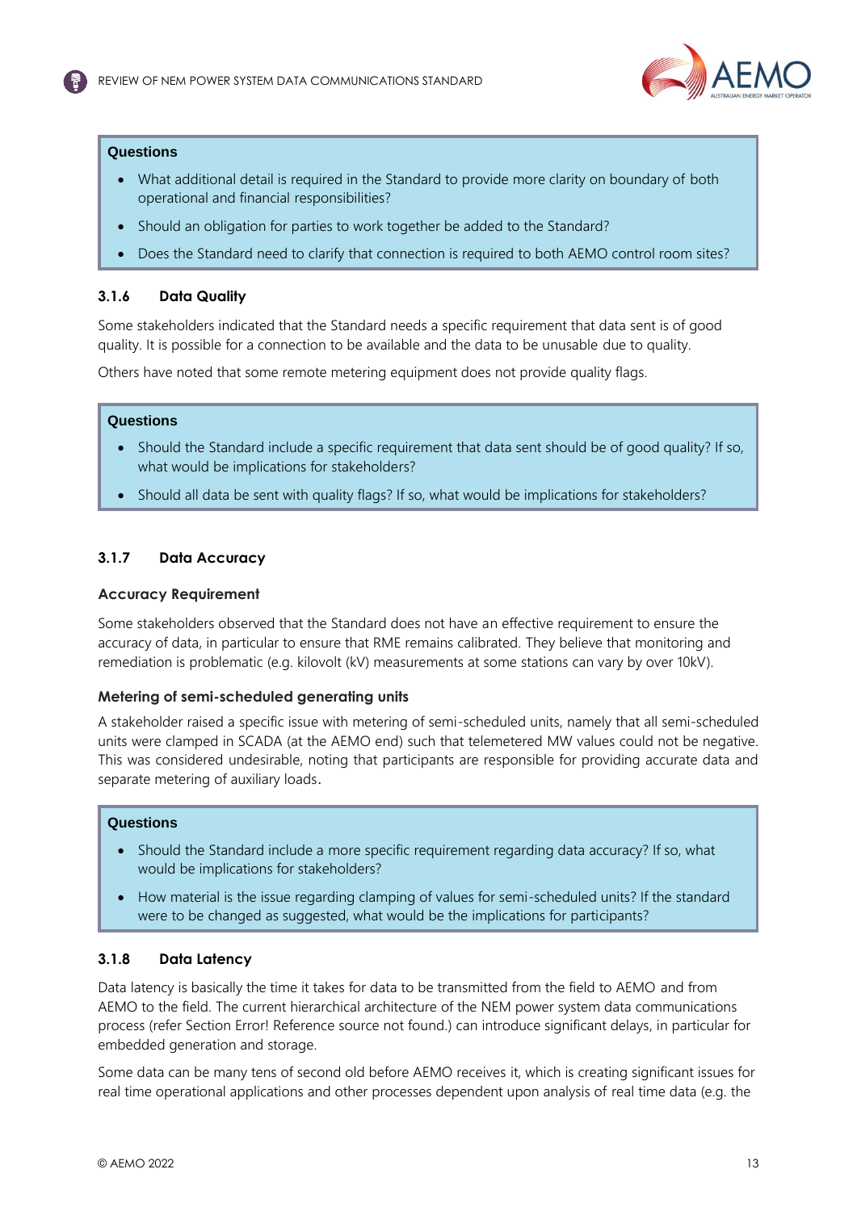**Questions**

- What additional detail is required in the Standard to provide more clarity on boundary of both operational and financial responsibilities?
- Should an obligation for parties to work together be added to the Standard?
- Does the Standard need to clarify that connection is required to both AEMO control room sites?

### 3.1.6 Data Quality

Some stakeholders indicated that the Standard needs a specific requirement that data sent is of good quality. It is possible for a connection to be available and the data to be unusable due to quality.

Others have noted that some remote metering equipment does not provide quality flags.

**Questions**

- Should the Standard include a specific requirement that data sent should be of good quality? If so, what would be implications for stakeholders?
- Should all data be sent with quality flags? If so, what would be implications for stakeholders?

### 3.1.7 Data Accuracy

#### Accuracy Requirement

Some stakeholders observed that the Standard does not have an effective requirement to ensure the accuracy of data, in particular to ensure that RME remains calibrated. They believe that monitoring and remediation is problematic (e.g. kilovolt (kV) measurements at some stations can vary by over 10kV).

#### Metering of semi-scheduled generating units

A stakeholder raised a specific issue with metering of semi-scheduled units, namely that all semi-scheduled units were clamped in SCADA (at the AEMO end) such that telemetered MW values could not be negative. This was considered undesirable, noting that participants are responsible for providing accurate data and separate metering of auxiliary loads.

**Questions**

- Should the Standard include a more specific requirement regarding data accuracy? If so, what would be implications for stakeholders?
- How material is the issue regarding clamping of values for semi-scheduled units? If the standard were to be changed as suggested, what would be the implications for participants?

### 3.1.8 Data Latency

Data latency is basically the time it takes for data to be transmitted from the field to AEMO and from AEMO to the field. The current hierarchical architecture of the NEM power system data communications process (refer Section Error! Reference source not found.) can introduce significant delays, in particular for embedded generation and storage.

Some data can be many tens of second old before AEMO receives it, which is creating significant issues for real time operational applications and other processes dependent upon analysis of real time data (e.g. the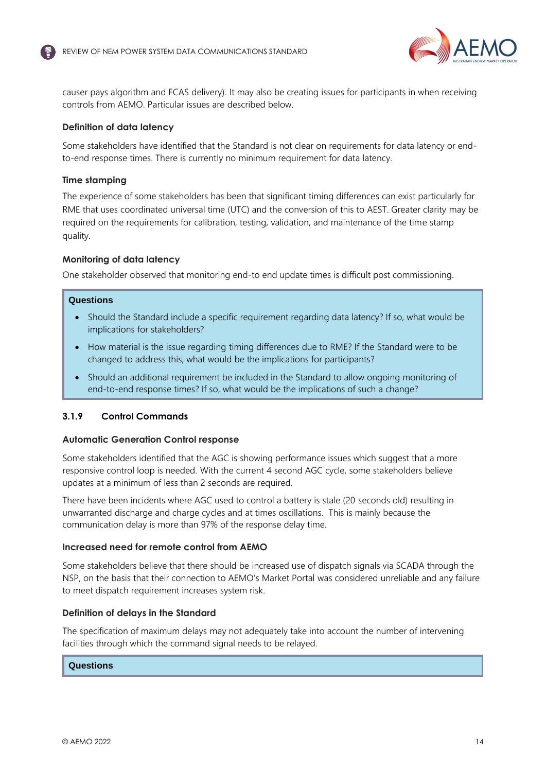causer pays algorithm and FCAS delivery). It may also be creating issues for participants in when receiving controls from AEMO. Particular issues are described below.

**Definition of data latency**

Some stakeholders have identified that the Standard is not clear on requirements for data latency or end-to-end response times. There is currently no minimum requirement for data latency.

**Time stamping**

The experience of some stakeholders has been that significant timing differences can exist particularly for RME that uses coordinated universal time (UTC) and the conversion of this to AEST. Greater clarity may be required on the requirements for calibration, testing, validation, and maintenance of the time stamp quality.

**Monitoring of data latency**

One stakeholder observed that monitoring end-to end update times is difficult post commissioning.

> **Questions**
>
> - Should the Standard include a specific requirement regarding data latency? If so, what would be implications for stakeholders?
> - How material is the issue regarding timing differences due to RME? If the Standard were to be changed to address this, what would be the implications for participants?
> - Should an additional requirement be included in the Standard to allow ongoing monitoring of end-to-end response times? If so, what would be the implications of such a change?

### 3.1.9 Control Commands

**Automatic Generation Control response**

Some stakeholders identified that the AGC is showing performance issues which suggest that a more responsive control loop is needed. With the current 4 second AGC cycle, some stakeholders believe updates at a minimum of less than 2 seconds are required.

There have been incidents where AGC used to control a battery is stale (20 seconds old) resulting in unwarranted discharge and charge cycles and at times oscillations. This is mainly because the communication delay is more than 97% of the response delay time.

**Increased need for remote control from AEMO**

Some stakeholders believe that there should be increased use of dispatch signals via SCADA through the NSP, on the basis that their connection to AEMO's Market Portal was considered unreliable and any failure to meet dispatch requirement increases system risk.

**Definition of delays in the Standard**

The specification of maximum delays may not adequately take into account the number of intervening facilities through which the command signal needs to be relayed.

> **Questions**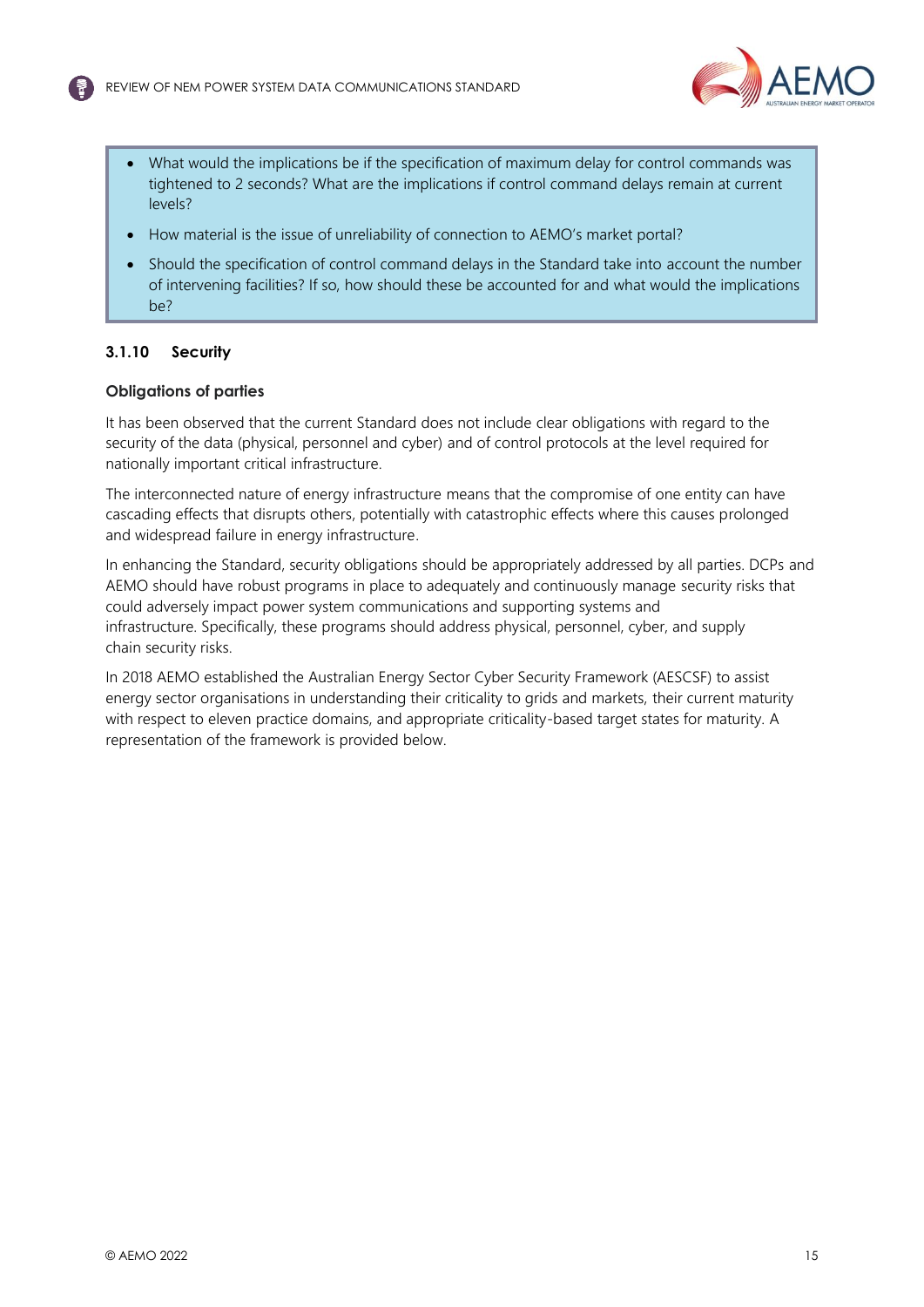- What would the implications be if the specification of maximum delay for control commands was tightened to 2 seconds? What are the implications if control command delays remain at current levels?
- How material is the issue of unreliability of connection to AEMO's market portal?
- Should the specification of control command delays in the Standard take into account the number of intervening facilities? If so, how should these be accounted for and what would the implications be?

### 3.1.10 Security

**Obligations of parties**

It has been observed that the current Standard does not include clear obligations with regard to the security of the data (physical, personnel and cyber) and of control protocols at the level required for nationally important critical infrastructure.

The interconnected nature of energy infrastructure means that the compromise of one entity can have cascading effects that disrupts others, potentially with catastrophic effects where this causes prolonged and widespread failure in energy infrastructure.

In enhancing the Standard, security obligations should be appropriately addressed by all parties. DCPs and AEMO should have robust programs in place to adequately and continuously manage security risks that could adversely impact power system communications and supporting systems and infrastructure. Specifically, these programs should address physical, personnel, cyber, and supply chain security risks.

In 2018 AEMO established the Australian Energy Sector Cyber Security Framework (AESCSF) to assist energy sector organisations in understanding their criticality to grids and markets, their current maturity with respect to eleven practice domains, and appropriate criticality-based target states for maturity. A representation of the framework is provided below.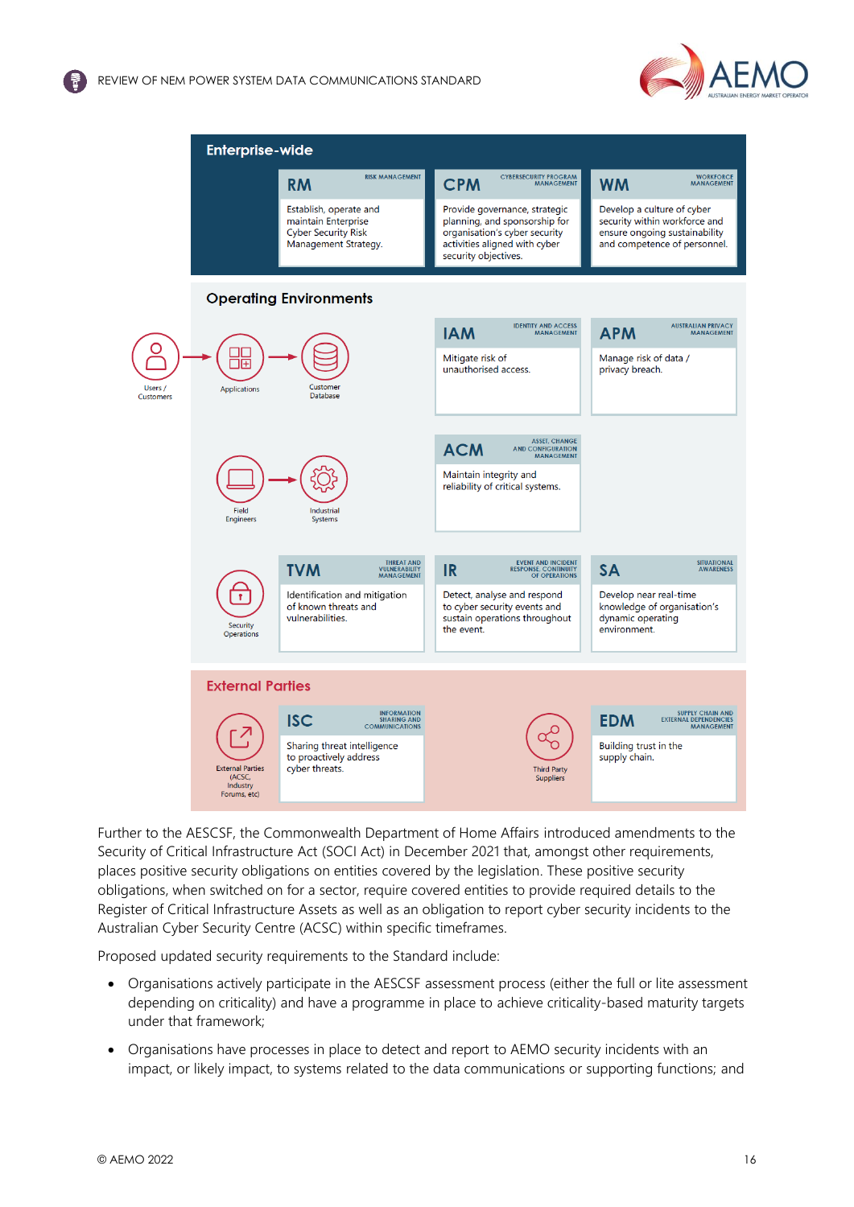## Enterprise-wide

**RM** — RISK MANAGEMENT
Establish, operate and maintain Enterprise Cyber Security Risk Management Strategy.

**CPM** — CYBERSECURITY PROGRAM MANAGEMENT
Provide governance, strategic planning, and sponsorship for organisation's cyber security activities aligned with cyber security objectives.

**WM** — WORKFORCE MANAGEMENT
Develop a culture of cyber security within workforce and ensure ongoing sustainability and competence of personnel.

## Operating Environments

Users / Customers → Applications → Customer Database

Field Engineers → Industrial Systems

Security Operations

**IAM** — IDENTITY AND ACCESS MANAGEMENT
Mitigate risk of unauthorised access.

**APM** — AUSTRALIAN PRIVACY MANAGEMENT
Manage risk of data / privacy breach.

**ACM** — ASSET, CHANGE AND CONFIGURATION MANAGEMENT
Maintain integrity and reliability of critical systems.

**TVM** — THREAT AND VULNERABILITY MANAGEMENT
Identification and mitigation of known threats and vulnerabilities.

**IR** — EVENT AND INCIDENT RESPONSE, CONTINUITY OF OPERATIONS
Detect, analyse and respond to cyber security events and sustain operations throughout the event.

**SA** — SITUATIONAL AWARENESS
Develop near real-time knowledge of organisation's dynamic operating environment.

## External Parties

External Parties (ACSC, Industry Forums, etc)

**ISC** — INFORMATION SHARING AND COMMUNICATIONS
Sharing threat intelligence to proactively address cyber threats.

Third Party Suppliers

**EDM** — SUPPLY CHAIN AND EXTERNAL DEPENDENCIES MANAGEMENT
Building trust in the supply chain.

Further to the AESCSF, the Commonwealth Department of Home Affairs introduced amendments to the Security of Critical Infrastructure Act (SOCI Act) in December 2021 that, amongst other requirements, places positive security obligations on entities covered by the legislation. These positive security obligations, when switched on for a sector, require covered entities to provide required details to the Register of Critical Infrastructure Assets as well as an obligation to report cyber security incidents to the Australian Cyber Security Centre (ACSC) within specific timeframes.

Proposed updated security requirements to the Standard include:

- Organisations actively participate in the AESCSF assessment process (either the full or lite assessment depending on criticality) and have a programme in place to achieve criticality-based maturity targets under that framework;
- Organisations have processes in place to detect and report to AEMO security incidents with an impact, or likely impact, to systems related to the data communications or supporting functions; and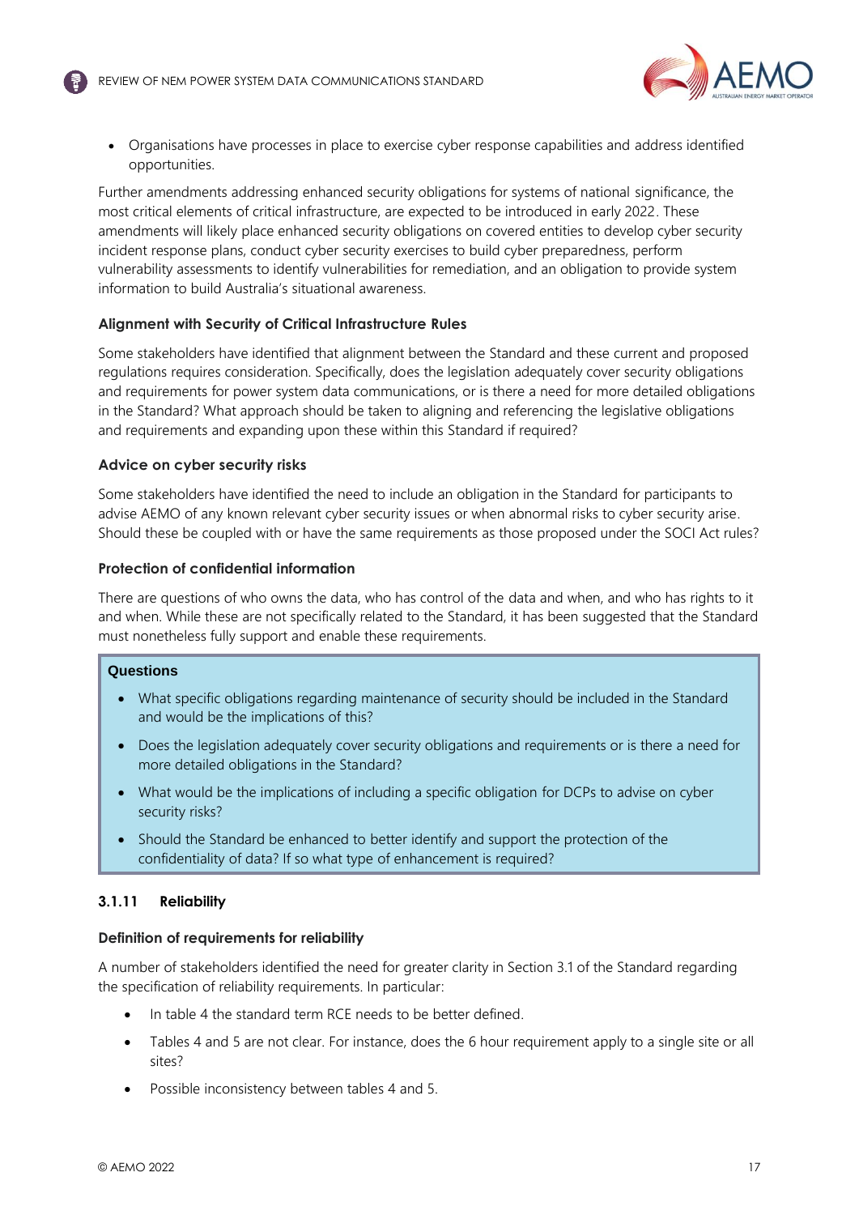- Organisations have processes in place to exercise cyber response capabilities and address identified opportunities.

Further amendments addressing enhanced security obligations for systems of national significance, the most critical elements of critical infrastructure, are expected to be introduced in early 2022. These amendments will likely place enhanced security obligations on covered entities to develop cyber security incident response plans, conduct cyber security exercises to build cyber preparedness, perform vulnerability assessments to identify vulnerabilities for remediation, and an obligation to provide system information to build Australia's situational awareness.

**Alignment with Security of Critical Infrastructure Rules**

Some stakeholders have identified that alignment between the Standard and these current and proposed regulations requires consideration. Specifically, does the legislation adequately cover security obligations and requirements for power system data communications, or is there a need for more detailed obligations in the Standard? What approach should be taken to aligning and referencing the legislative obligations and requirements and expanding upon these within this Standard if required?

**Advice on cyber security risks**

Some stakeholders have identified the need to include an obligation in the Standard for participants to advise AEMO of any known relevant cyber security issues or when abnormal risks to cyber security arise. Should these be coupled with or have the same requirements as those proposed under the SOCI Act rules?

**Protection of confidential information**

There are questions of who owns the data, who has control of the data and when, and who has rights to it and when. While these are not specifically related to the Standard, it has been suggested that the Standard must nonetheless fully support and enable these requirements.

> **Questions**
>
> - What specific obligations regarding maintenance of security should be included in the Standard and would be the implications of this?
> - Does the legislation adequately cover security obligations and requirements or is there a need for more detailed obligations in the Standard?
> - What would be the implications of including a specific obligation for DCPs to advise on cyber security risks?
> - Should the Standard be enhanced to better identify and support the protection of the confidentiality of data? If so what type of enhancement is required?

### 3.1.11 Reliability

**Definition of requirements for reliability**

A number of stakeholders identified the need for greater clarity in Section 3.1 of the Standard regarding the specification of reliability requirements. In particular:

- In table 4 the standard term RCE needs to be better defined.
- Tables 4 and 5 are not clear. For instance, does the 6 hour requirement apply to a single site or all sites?
- Possible inconsistency between tables 4 and 5.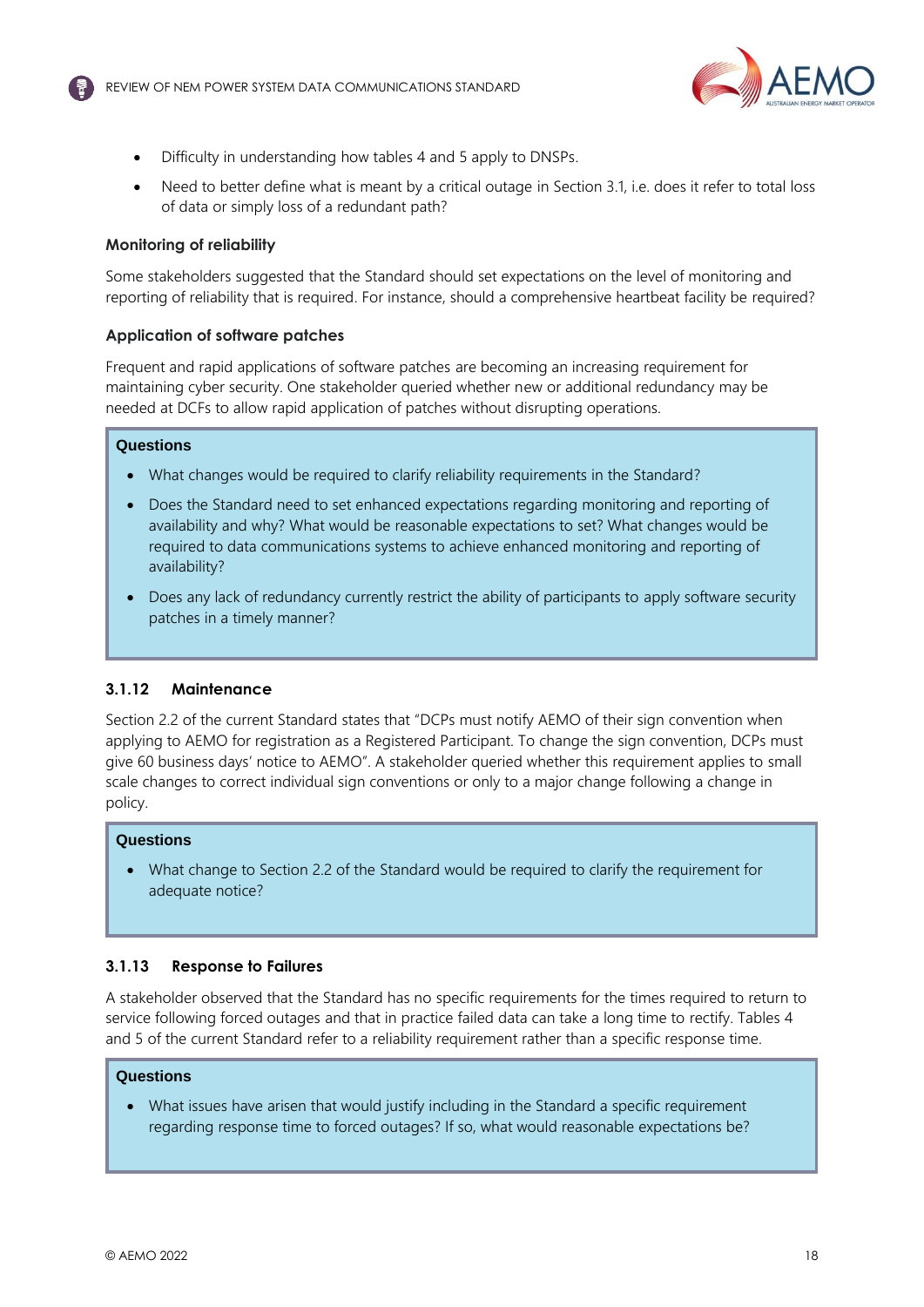- Difficulty in understanding how tables 4 and 5 apply to DNSPs.
- Need to better define what is meant by a critical outage in Section 3.1, i.e. does it refer to total loss of data or simply loss of a redundant path?

**Monitoring of reliability**

Some stakeholders suggested that the Standard should set expectations on the level of monitoring and reporting of reliability that is required. For instance, should a comprehensive heartbeat facility be required?

**Application of software patches**

Frequent and rapid applications of software patches are becoming an increasing requirement for maintaining cyber security. One stakeholder queried whether new or additional redundancy may be needed at DCFs to allow rapid application of patches without disrupting operations.

**Questions**

- What changes would be required to clarify reliability requirements in the Standard?
- Does the Standard need to set enhanced expectations regarding monitoring and reporting of availability and why? What would be reasonable expectations to set? What changes would be required to data communications systems to achieve enhanced monitoring and reporting of availability?
- Does any lack of redundancy currently restrict the ability of participants to apply software security patches in a timely manner?

### 3.1.12 Maintenance

Section 2.2 of the current Standard states that "DCPs must notify AEMO of their sign convention when applying to AEMO for registration as a Registered Participant. To change the sign convention, DCPs must give 60 business days' notice to AEMO". A stakeholder queried whether this requirement applies to small scale changes to correct individual sign conventions or only to a major change following a change in policy.

**Questions**

- What change to Section 2.2 of the Standard would be required to clarify the requirement for adequate notice?

### 3.1.13 Response to Failures

A stakeholder observed that the Standard has no specific requirements for the times required to return to service following forced outages and that in practice failed data can take a long time to rectify. Tables 4 and 5 of the current Standard refer to a reliability requirement rather than a specific response time.

**Questions**

- What issues have arisen that would justify including in the Standard a specific requirement regarding response time to forced outages? If so, what would reasonable expectations be?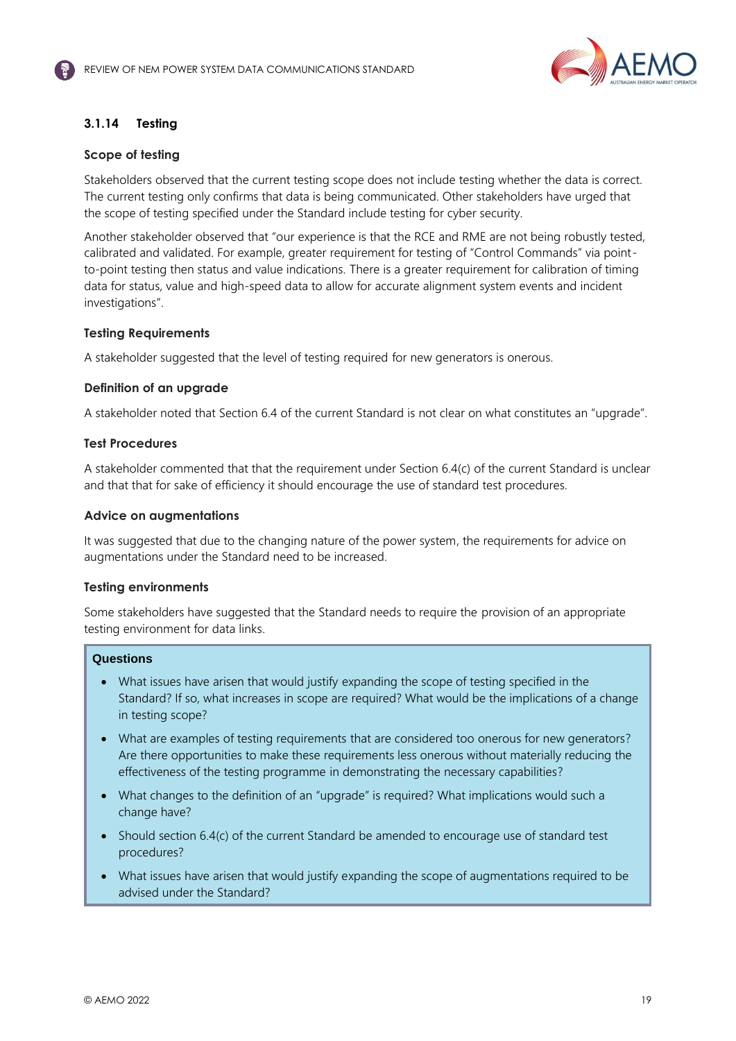### 3.1.14 Testing

#### Scope of testing

Stakeholders observed that the current testing scope does not include testing whether the data is correct. The current testing only confirms that data is being communicated. Other stakeholders have urged that the scope of testing specified under the Standard include testing for cyber security.

Another stakeholder observed that "our experience is that the RCE and RME are not being robustly tested, calibrated and validated. For example, greater requirement for testing of "Control Commands" via point-to-point testing then status and value indications. There is a greater requirement for calibration of timing data for status, value and high-speed data to allow for accurate alignment system events and incident investigations".

#### Testing Requirements

A stakeholder suggested that the level of testing required for new generators is onerous.

#### Definition of an upgrade

A stakeholder noted that Section 6.4 of the current Standard is not clear on what constitutes an "upgrade".

#### Test Procedures

A stakeholder commented that that the requirement under Section 6.4(c) of the current Standard is unclear and that that for sake of efficiency it should encourage the use of standard test procedures.

#### Advice on augmentations

It was suggested that due to the changing nature of the power system, the requirements for advice on augmentations under the Standard need to be increased.

#### Testing environments

Some stakeholders have suggested that the Standard needs to require the provision of an appropriate testing environment for data links.

**Questions**

- What issues have arisen that would justify expanding the scope of testing specified in the Standard? If so, what increases in scope are required? What would be the implications of a change in testing scope?
- What are examples of testing requirements that are considered too onerous for new generators? Are there opportunities to make these requirements less onerous without materially reducing the effectiveness of the testing programme in demonstrating the necessary capabilities?
- What changes to the definition of an "upgrade" is required? What implications would such a change have?
- Should section 6.4(c) of the current Standard be amended to encourage use of standard test procedures?
- What issues have arisen that would justify expanding the scope of augmentations required to be advised under the Standard?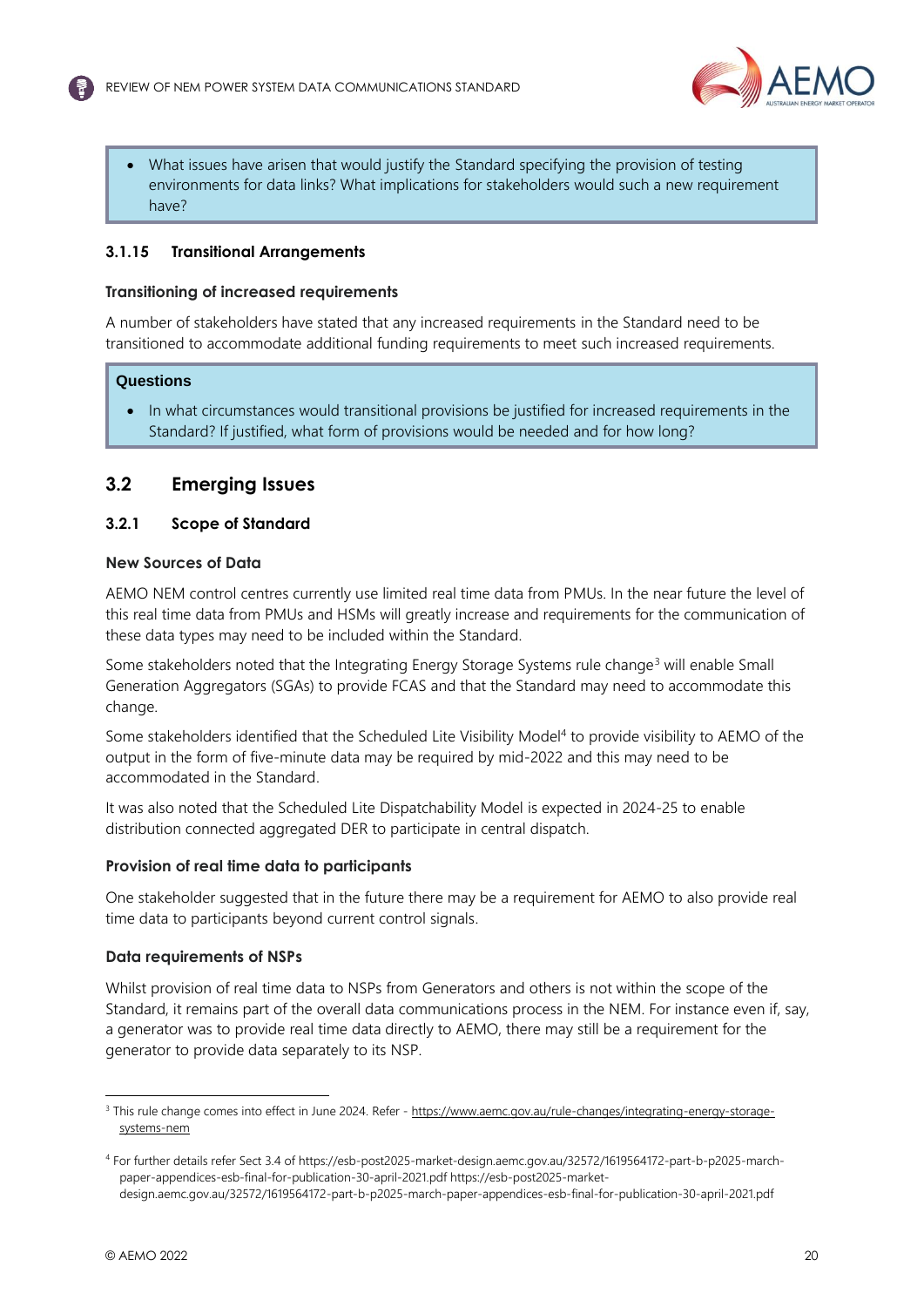- What issues have arisen that would justify the Standard specifying the provision of testing environments for data links? What implications for stakeholders would such a new requirement have?

#### 3.1.15 Transitional Arrangements

**Transitioning of increased requirements**

A number of stakeholders have stated that any increased requirements in the Standard need to be transitioned to accommodate additional funding requirements to meet such increased requirements.

**Questions**

- In what circumstances would transitional provisions be justified for increased requirements in the Standard? If justified, what form of provisions would be needed and for how long?

### 3.2 Emerging Issues

#### 3.2.1 Scope of Standard

**New Sources of Data**

AEMO NEM control centres currently use limited real time data from PMUs. In the near future the level of this real time data from PMUs and HSMs will greatly increase and requirements for the communication of these data types may need to be included within the Standard.

Some stakeholders noted that the Integrating Energy Storage Systems rule change[3] will enable Small Generation Aggregators (SGAs) to provide FCAS and that the Standard may need to accommodate this change.

Some stakeholders identified that the Scheduled Lite Visibility Model[4] to provide visibility to AEMO of the output in the form of five-minute data may be required by mid-2022 and this may need to be accommodated in the Standard.

It was also noted that the Scheduled Lite Dispatchability Model is expected in 2024-25 to enable distribution connected aggregated DER to participate in central dispatch.

**Provision of real time data to participants**

One stakeholder suggested that in the future there may be a requirement for AEMO to also provide real time data to participants beyond current control signals.

**Data requirements of NSPs**

Whilst provision of real time data to NSPs from Generators and others is not within the scope of the Standard, it remains part of the overall data communications process in the NEM. For instance even if, say, a generator was to provide real time data directly to AEMO, there may still be a requirement for the generator to provide data separately to its NSP.

---

[3] This rule change comes into effect in June 2024. Refer - https://www.aemc.gov.au/rule-changes/integrating-energy-storage-systems-nem

[4] For further details refer Sect 3.4 of https://esb-post2025-market-design.aemc.gov.au/32572/1619564172-part-b-p2025-march-paper-appendices-esb-final-for-publication-30-april-2021.pdf https://esb-post2025-market-design.aemc.gov.au/32572/1619564172-part-b-p2025-march-paper-appendices-esb-final-for-publication-30-april-2021.pdf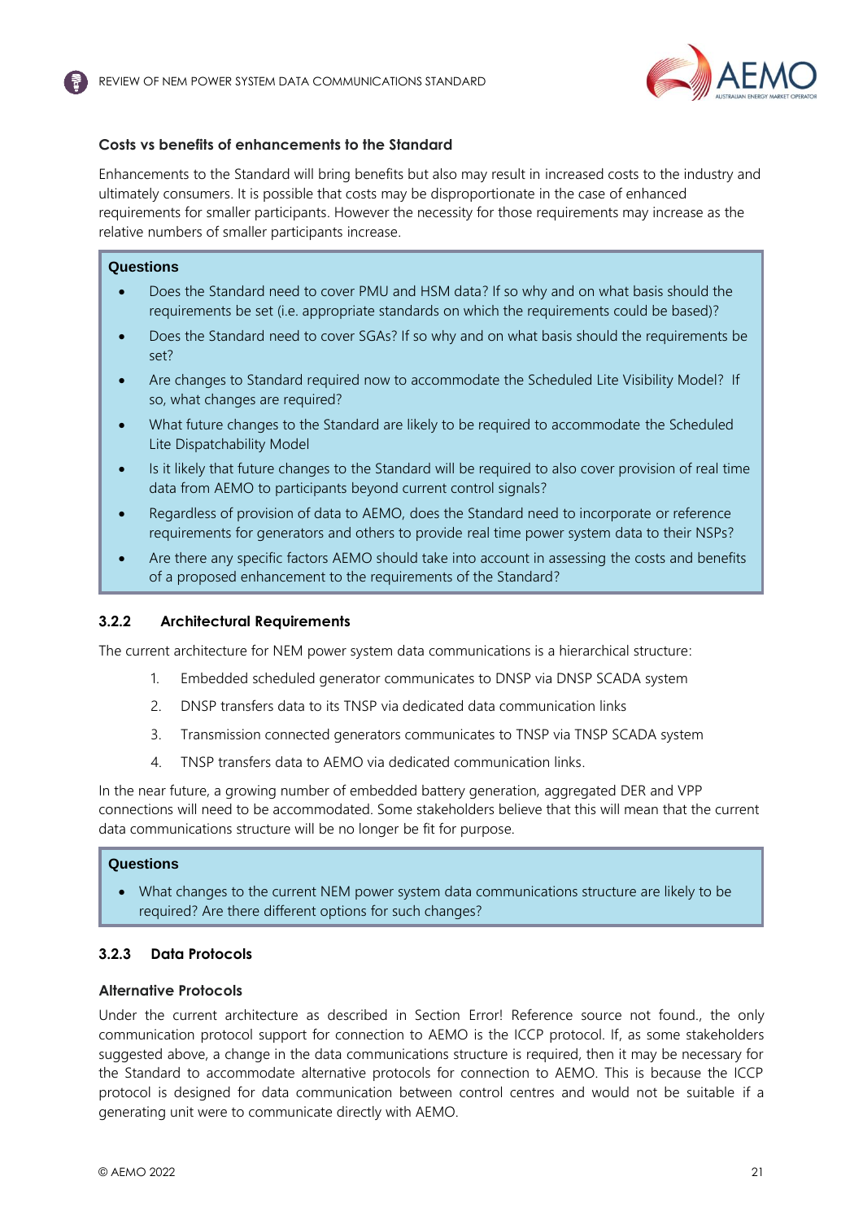#### Costs vs benefits of enhancements to the Standard

Enhancements to the Standard will bring benefits but also may result in increased costs to the industry and ultimately consumers. It is possible that costs may be disproportionate in the case of enhanced requirements for smaller participants. However the necessity for those requirements may increase as the relative numbers of smaller participants increase.

> **Questions**
>
> - Does the Standard need to cover PMU and HSM data? If so why and on what basis should the requirements be set (i.e. appropriate standards on which the requirements could be based)?
> - Does the Standard need to cover SGAs? If so why and on what basis should the requirements be set?
> - Are changes to Standard required now to accommodate the Scheduled Lite Visibility Model? If so, what changes are required?
> - What future changes to the Standard are likely to be required to accommodate the Scheduled Lite Dispatchability Model
> - Is it likely that future changes to the Standard will be required to also cover provision of real time data from AEMO to participants beyond current control signals?
> - Regardless of provision of data to AEMO, does the Standard need to incorporate or reference requirements for generators and others to provide real time power system data to their NSPs?
> - Are there any specific factors AEMO should take into account in assessing the costs and benefits of a proposed enhancement to the requirements of the Standard?

### 3.2.2 Architectural Requirements

The current architecture for NEM power system data communications is a hierarchical structure:

1. Embedded scheduled generator communicates to DNSP via DNSP SCADA system
2. DNSP transfers data to its TNSP via dedicated data communication links
3. Transmission connected generators communicates to TNSP via TNSP SCADA system
4. TNSP transfers data to AEMO via dedicated communication links.

In the near future, a growing number of embedded battery generation, aggregated DER and VPP connections will need to be accommodated. Some stakeholders believe that this will mean that the current data communications structure will be no longer be fit for purpose.

> **Questions**
>
> - What changes to the current NEM power system data communications structure are likely to be required? Are there different options for such changes?

### 3.2.3 Data Protocols

#### Alternative Protocols

Under the current architecture as described in Section Error! Reference source not found., the only communication protocol support for connection to AEMO is the ICCP protocol. If, as some stakeholders suggested above, a change in the data communications structure is required, then it may be necessary for the Standard to accommodate alternative protocols for connection to AEMO. This is because the ICCP protocol is designed for data communication between control centres and would not be suitable if a generating unit were to communicate directly with AEMO.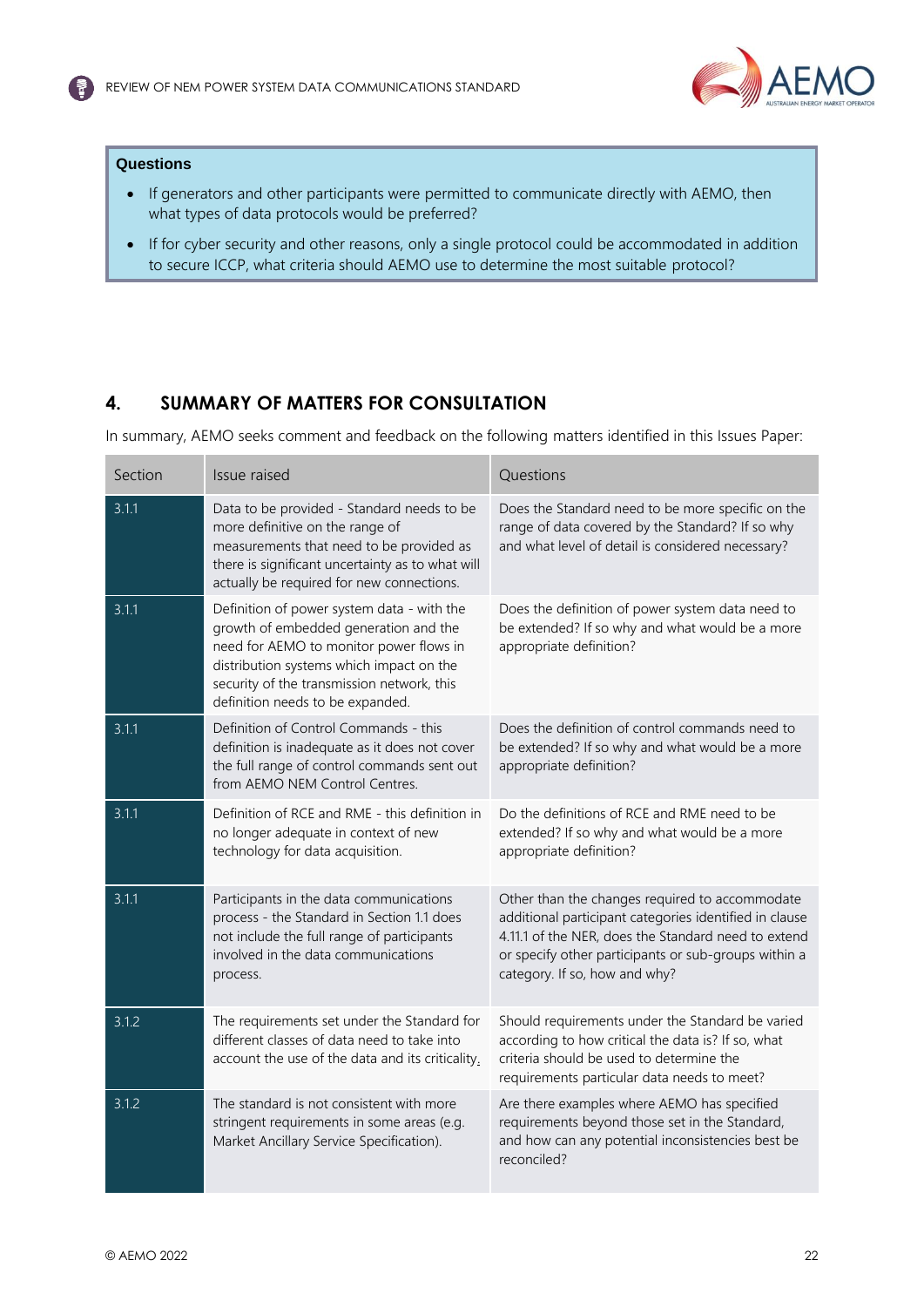**Questions**

- If generators and other participants were permitted to communicate directly with AEMO, then what types of data protocols would be preferred?
- If for cyber security and other reasons, only a single protocol could be accommodated in addition to secure ICCP, what criteria should AEMO use to determine the most suitable protocol?

## 4. SUMMARY OF MATTERS FOR CONSULTATION

In summary, AEMO seeks comment and feedback on the following matters identified in this Issues Paper:

| Section | Issue raised | Questions |
| --- | --- | --- |
| 3.1.1 | Data to be provided - Standard needs to be more definitive on the range of measurements that need to be provided as there is significant uncertainty as to what will actually be required for new connections. | Does the Standard need to be more specific on the range of data covered by the Standard? If so why and what level of detail is considered necessary? |
| 3.1.1 | Definition of power system data - with the growth of embedded generation and the need for AEMO to monitor power flows in distribution systems which impact on the security of the transmission network, this definition needs to be expanded. | Does the definition of power system data need to be extended? If so why and what would be a more appropriate definition? |
| 3.1.1 | Definition of Control Commands - this definition is inadequate as it does not cover the full range of control commands sent out from AEMO NEM Control Centres. | Does the definition of control commands need to be extended? If so why and what would be a more appropriate definition? |
| 3.1.1 | Definition of RCE and RME - this definition in no longer adequate in context of new technology for data acquisition. | Do the definitions of RCE and RME need to be extended? If so why and what would be a more appropriate definition? |
| 3.1.1 | Participants in the data communications process - the Standard in Section 1.1 does not include the full range of participants involved in the data communications process. | Other than the changes required to accommodate additional participant categories identified in clause 4.11.1 of the NER, does the Standard need to extend or specify other participants or sub-groups within a category. If so, how and why? |
| 3.1.2 | The requirements set under the Standard for different classes of data need to take into account the use of the data and its criticality. | Should requirements under the Standard be varied according to how critical the data is? If so, what criteria should be used to determine the requirements particular data needs to meet? |
| 3.1.2 | The standard is not consistent with more stringent requirements in some areas (e.g. Market Ancillary Service Specification). | Are there examples where AEMO has specified requirements beyond those set in the Standard, and how can any potential inconsistencies best be reconciled? |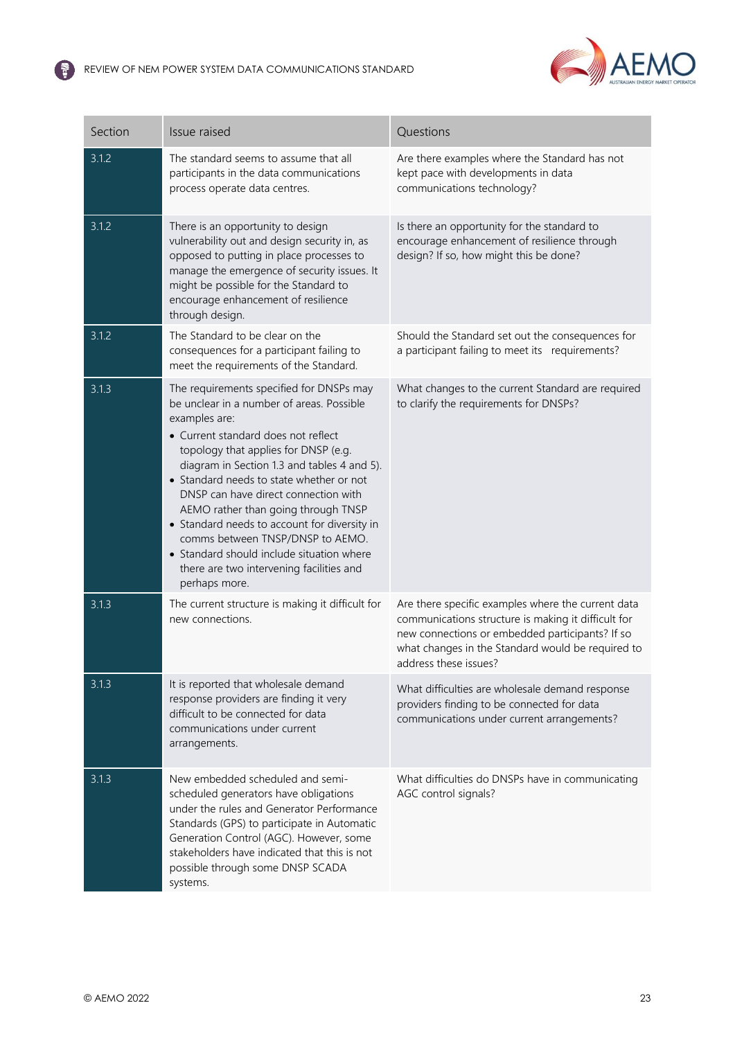| Section | Issue raised | Questions |
|---|---|---|
| 3.1.2 | The standard seems to assume that all participants in the data communications process operate data centres. | Are there examples where the Standard has not kept pace with developments in data communications technology? |
| 3.1.2 | There is an opportunity to design vulnerability out and design security in, as opposed to putting in place processes to manage the emergence of security issues. It might be possible for the Standard to encourage enhancement of resilience through design. | Is there an opportunity for the standard to encourage enhancement of resilience through design? If so, how might this be done? |
| 3.1.2 | The Standard to be clear on the consequences for a participant failing to meet the requirements of the Standard. | Should the Standard set out the consequences for a participant failing to meet its requirements? |
| 3.1.3 | The requirements specified for DNSPs may be unclear in a number of areas. Possible examples are: <br>• Current standard does not reflect topology that applies for DNSP (e.g. diagram in Section 1.3 and tables 4 and 5). <br>• Standard needs to state whether or not DNSP can have direct connection with AEMO rather than going through TNSP <br>• Standard needs to account for diversity in comms between TNSP/DNSP to AEMO. <br>• Standard should include situation where there are two intervening facilities and perhaps more. | What changes to the current Standard are required to clarify the requirements for DNSPs? |
| 3.1.3 | The current structure is making it difficult for new connections. | Are there specific examples where the current data communications structure is making it difficult for new connections or embedded participants? If so what changes in the Standard would be required to address these issues? |
| 3.1.3 | It is reported that wholesale demand response providers are finding it very difficult to be connected for data communications under current arrangements. | What difficulties are wholesale demand response providers finding to be connected for data communications under current arrangements? |
| 3.1.3 | New embedded scheduled and semi-scheduled generators have obligations under the rules and Generator Performance Standards (GPS) to participate in Automatic Generation Control (AGC). However, some stakeholders have indicated that this is not possible through some DNSP SCADA systems. | What difficulties do DNSPs have in communicating AGC control signals? |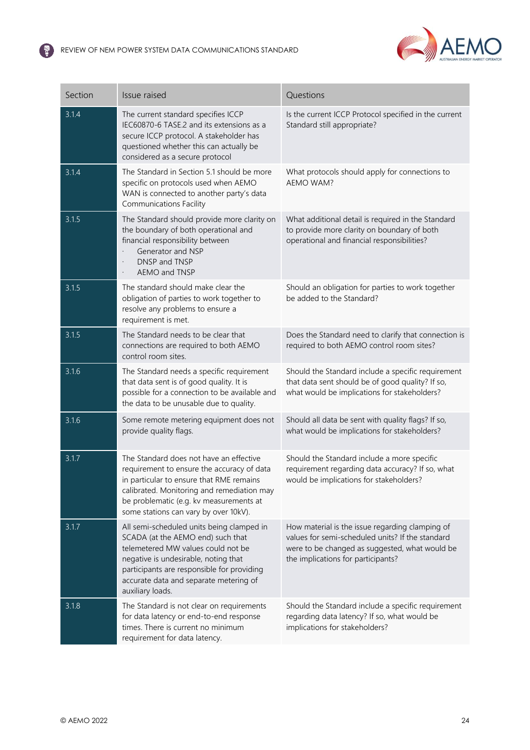| Section | Issue raised | Questions |
|---|---|---|
| 3.1.4 | The current standard specifies ICCP IEC60870-6 TASE.2 and its extensions as a secure ICCP protocol. A stakeholder has questioned whether this can actually be considered as a secure protocol | Is the current ICCP Protocol specified in the current Standard still appropriate? |
| 3.1.4 | The Standard in Section 5.1 should be more specific on protocols used when AEMO WAN is connected to another party's data Communications Facility | What protocols should apply for connections to AEMO WAM? |
| 3.1.5 | The Standard should provide more clarity on the boundary of both operational and financial responsibility between<br>· Generator and NSP<br>· DNSP and TNSP<br>· AEMO and TNSP | What additional detail is required in the Standard to provide more clarity on boundary of both operational and financial responsibilities? |
| 3.1.5 | The standard should make clear the obligation of parties to work together to resolve any problems to ensure a requirement is met. | Should an obligation for parties to work together be added to the Standard? |
| 3.1.5 | The Standard needs to be clear that connections are required to both AEMO control room sites. | Does the Standard need to clarify that connection is required to both AEMO control room sites? |
| 3.1.6 | The Standard needs a specific requirement that data sent is of good quality. It is possible for a connection to be available and the data to be unusable due to quality. | Should the Standard include a specific requirement that data sent should be of good quality? If so, what would be implications for stakeholders? |
| 3.1.6 | Some remote metering equipment does not provide quality flags. | Should all data be sent with quality flags? If so, what would be implications for stakeholders? |
| 3.1.7 | The Standard does not have an effective requirement to ensure the accuracy of data in particular to ensure that RME remains calibrated. Monitoring and remediation may be problematic (e.g. kv measurements at some stations can vary by over 10kV). | Should the Standard include a more specific requirement regarding data accuracy? If so, what would be implications for stakeholders? |
| 3.1.7 | All semi-scheduled units being clamped in SCADA (at the AEMO end) such that telemetered MW values could not be negative is undesirable, noting that participants are responsible for providing accurate data and separate metering of auxiliary loads. | How material is the issue regarding clamping of values for semi-scheduled units? If the standard were to be changed as suggested, what would be the implications for participants? |
| 3.1.8 | The Standard is not clear on requirements for data latency or end-to-end response times. There is current no minimum requirement for data latency. | Should the Standard include a specific requirement regarding data latency? If so, what would be implications for stakeholders? |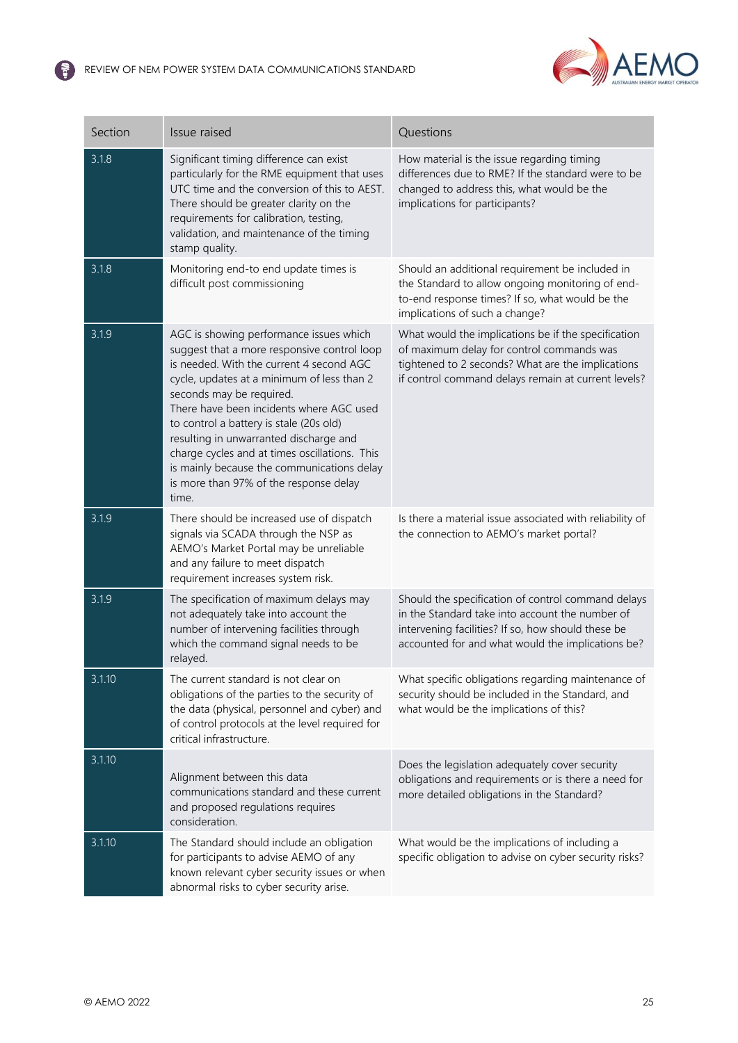| Section | Issue raised | Questions |
|---|---|---|
| 3.1.8 | Significant timing difference can exist particularly for the RME equipment that uses UTC time and the conversion of this to AEST. There should be greater clarity on the requirements for calibration, testing, validation, and maintenance of the timing stamp quality. | How material is the issue regarding timing differences due to RME? If the standard were to be changed to address this, what would be the implications for participants? |
| 3.1.8 | Monitoring end-to end update times is difficult post commissioning | Should an additional requirement be included in the Standard to allow ongoing monitoring of end-to-end response times? If so, what would be the implications of such a change? |
| 3.1.9 | AGC is showing performance issues which suggest that a more responsive control loop is needed. With the current 4 second AGC cycle, updates at a minimum of less than 2 seconds may be required.<br>There have been incidents where AGC used to control a battery is stale (20s old) resulting in unwarranted discharge and charge cycles and at times oscillations. This is mainly because the communications delay is more than 97% of the response delay time. | What would the implications be if the specification of maximum delay for control commands was tightened to 2 seconds? What are the implications if control command delays remain at current levels? |
| 3.1.9 | There should be increased use of dispatch signals via SCADA through the NSP as AEMO's Market Portal may be unreliable and any failure to meet dispatch requirement increases system risk. | Is there a material issue associated with reliability of the connection to AEMO's market portal? |
| 3.1.9 | The specification of maximum delays may not adequately take into account the number of intervening facilities through which the command signal needs to be relayed. | Should the specification of control command delays in the Standard take into account the number of intervening facilities? If so, how should these be accounted for and what would the implications be? |
| 3.1.10 | The current standard is not clear on obligations of the parties to the security of the data (physical, personnel and cyber) and of control protocols at the level required for critical infrastructure. | What specific obligations regarding maintenance of security should be included in the Standard, and what would be the implications of this? |
| 3.1.10 | Alignment between this data communications standard and these current and proposed regulations requires consideration. | Does the legislation adequately cover security obligations and requirements or is there a need for more detailed obligations in the Standard? |
| 3.1.10 | The Standard should include an obligation for participants to advise AEMO of any known relevant cyber security issues or when abnormal risks to cyber security arise. | What would be the implications of including a specific obligation to advise on cyber security risks? |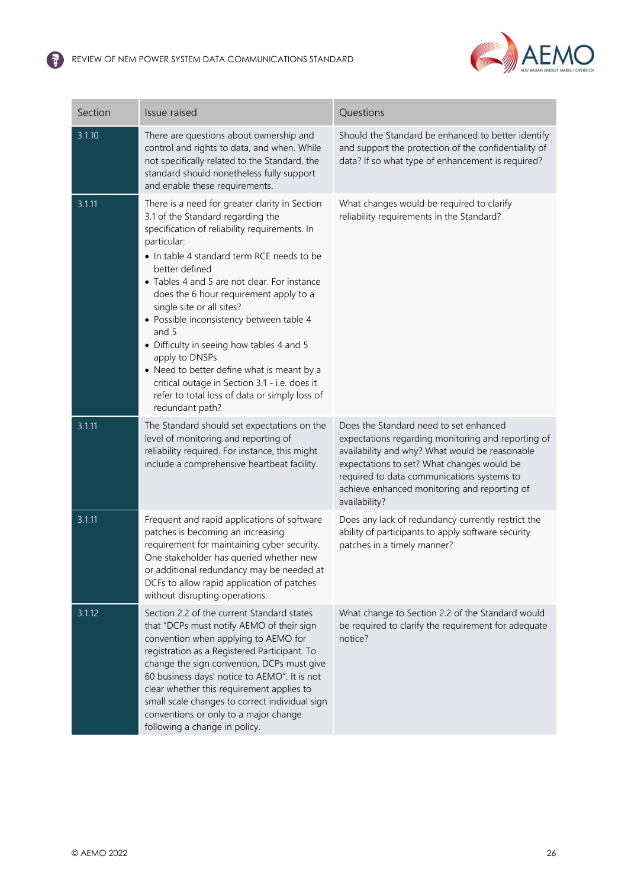| Section | Issue raised | Questions |
| --- | --- | --- |
| 3.1.10 | There are questions about ownership and control and rights to data, and when. While not specifically related to the Standard, the standard should nonetheless fully support and enable these requirements. | Should the Standard be enhanced to better identify and support the protection of the confidentiality of data? If so what type of enhancement is required? |
| 3.1.11 | There is a need for greater clarity in Section 3.1 of the Standard regarding the specification of reliability requirements. In particular:<br>• In table 4 standard term RCE needs to be better defined<br>• Tables 4 and 5 are not clear. For instance does the 6 hour requirement apply to a single site or all sites?<br>• Possible inconsistency between table 4 and 5<br>• Difficulty in seeing how tables 4 and 5 apply to DNSPs<br>• Need to better define what is meant by a critical outage in Section 3.1 - i.e. does it refer to total loss of data or simply loss of redundant path? | What changes would be required to clarify reliability requirements in the Standard? |
| 3.1.11 | The Standard should set expectations on the level of monitoring and reporting of reliability required. For instance, this might include a comprehensive heartbeat facility. | Does the Standard need to set enhanced expectations regarding monitoring and reporting of availability and why? What would be reasonable expectations to set? What changes would be required to data communications systems to achieve enhanced monitoring and reporting of availability? |
| 3.1.11 | Frequent and rapid applications of software patches is becoming an increasing requirement for maintaining cyber security. One stakeholder has queried whether new or additional redundancy may be needed at DCFs to allow rapid application of patches without disrupting operations. | Does any lack of redundancy currently restrict the ability of participants to apply software security patches in a timely manner? |
| 3.1.12 | Section 2.2 of the current Standard states that "DCPs must notify AEMO of their sign convention when applying to AEMO for registration as a Registered Participant. To change the sign convention, DCPs must give 60 business days' notice to AEMO". It is not clear whether this requirement applies to small scale changes to correct individual sign conventions or only to a major change following a change in policy. | What change to Section 2.2 of the Standard would be required to clarify the requirement for adequate notice? |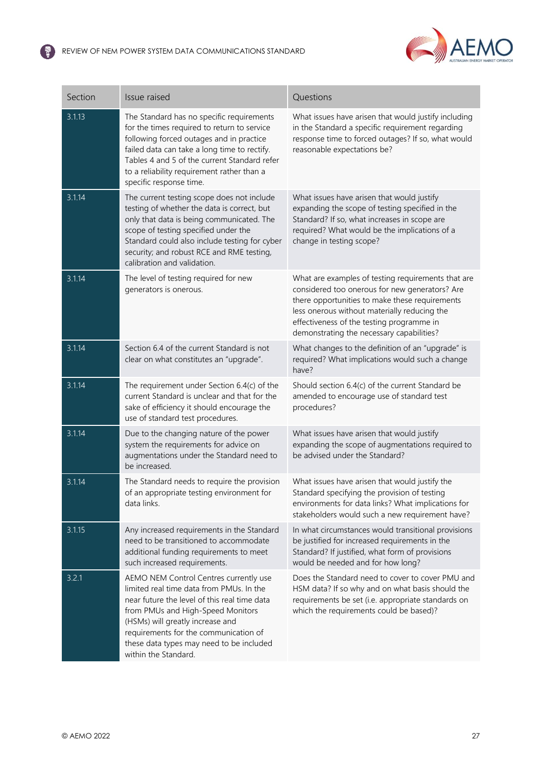| Section | Issue raised | Questions |
| --- | --- | --- |
| 3.1.13 | The Standard has no specific requirements for the times required to return to service following forced outages and in practice failed data can take a long time to rectify. Tables 4 and 5 of the current Standard refer to a reliability requirement rather than a specific response time. | What issues have arisen that would justify including in the Standard a specific requirement regarding response time to forced outages? If so, what would reasonable expectations be? |
| 3.1.14 | The current testing scope does not include testing of whether the data is correct, but only that data is being communicated. The scope of testing specified under the Standard could also include testing for cyber security; and robust RCE and RME testing, calibration and validation. | What issues have arisen that would justify expanding the scope of testing specified in the Standard? If so, what increases in scope are required? What would be the implications of a change in testing scope? |
| 3.1.14 | The level of testing required for new generators is onerous. | What are examples of testing requirements that are considered too onerous for new generators? Are there opportunities to make these requirements less onerous without materially reducing the effectiveness of the testing programme in demonstrating the necessary capabilities? |
| 3.1.14 | Section 6.4 of the current Standard is not clear on what constitutes an "upgrade". | What changes to the definition of an "upgrade" is required? What implications would such a change have? |
| 3.1.14 | The requirement under Section 6.4(c) of the current Standard is unclear and that for the sake of efficiency it should encourage the use of standard test procedures. | Should section 6.4(c) of the current Standard be amended to encourage use of standard test procedures? |
| 3.1.14 | Due to the changing nature of the power system the requirements for advice on augmentations under the Standard need to be increased. | What issues have arisen that would justify expanding the scope of augmentations required to be advised under the Standard? |
| 3.1.14 | The Standard needs to require the provision of an appropriate testing environment for data links. | What issues have arisen that would justify the Standard specifying the provision of testing environments for data links? What implications for stakeholders would such a new requirement have? |
| 3.1.15 | Any increased requirements in the Standard need to be transitioned to accommodate additional funding requirements to meet such increased requirements. | In what circumstances would transitional provisions be justified for increased requirements in the Standard? If justified, what form of provisions would be needed and for how long? |
| 3.2.1 | AEMO NEM Control Centres currently use limited real time data from PMUs. In the near future the level of this real time data from PMUs and High-Speed Monitors (HSMs) will greatly increase and requirements for the communication of these data types may need to be included within the Standard. | Does the Standard need to cover to cover PMU and HSM data? If so why and on what basis should the requirements be set (i.e. appropriate standards on which the requirements could be based)? |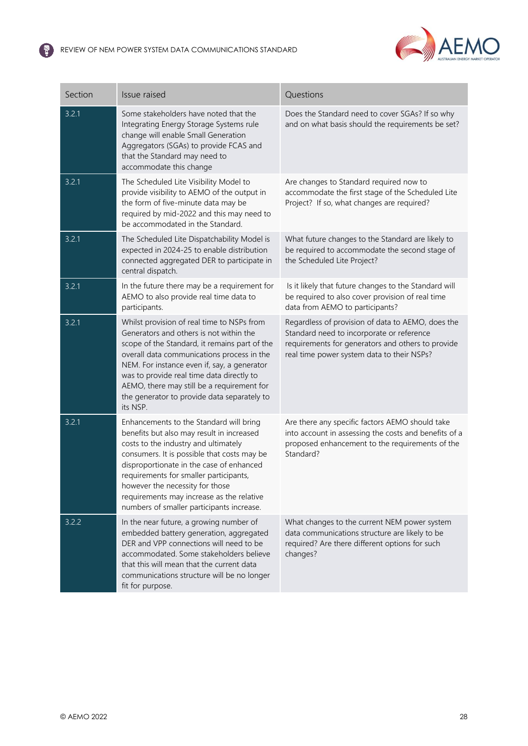| Section | Issue raised | Questions |
| --- | --- | --- |
| 3.2.1 | Some stakeholders have noted that the Integrating Energy Storage Systems rule change will enable Small Generation Aggregators (SGAs) to provide FCAS and that the Standard may need to accommodate this change | Does the Standard need to cover SGAs? If so why and on what basis should the requirements be set? |
| 3.2.1 | The Scheduled Lite Visibility Model to provide visibility to AEMO of the output in the form of five-minute data may be required by mid-2022 and this may need to be accommodated in the Standard. | Are changes to Standard required now to accommodate the first stage of the Scheduled Lite Project? If so, what changes are required? |
| 3.2.1 | The Scheduled Lite Dispatchability Model is expected in 2024-25 to enable distribution connected aggregated DER to participate in central dispatch. | What future changes to the Standard are likely to be required to accommodate the second stage of the Scheduled Lite Project? |
| 3.2.1 | In the future there may be a requirement for AEMO to also provide real time data to participants. | Is it likely that future changes to the Standard will be required to also cover provision of real time data from AEMO to participants? |
| 3.2.1 | Whilst provision of real time to NSPs from Generators and others is not within the scope of the Standard, it remains part of the overall data communications process in the NEM. For instance even if, say, a generator was to provide real time data directly to AEMO, there may still be a requirement for the generator to provide data separately to its NSP. | Regardless of provision of data to AEMO, does the Standard need to incorporate or reference requirements for generators and others to provide real time power system data to their NSPs? |
| 3.2.1 | Enhancements to the Standard will bring benefits but also may result in increased costs to the industry and ultimately consumers. It is possible that costs may be disproportionate in the case of enhanced requirements for smaller participants, however the necessity for those requirements may increase as the relative numbers of smaller participants increase. | Are there any specific factors AEMO should take into account in assessing the costs and benefits of a proposed enhancement to the requirements of the Standard? |
| 3.2.2 | In the near future, a growing number of embedded battery generation, aggregated DER and VPP connections will need to be accommodated. Some stakeholders believe that this will mean that the current data communications structure will be no longer fit for purpose. | What changes to the current NEM power system data communications structure are likely to be required? Are there different options for such changes? |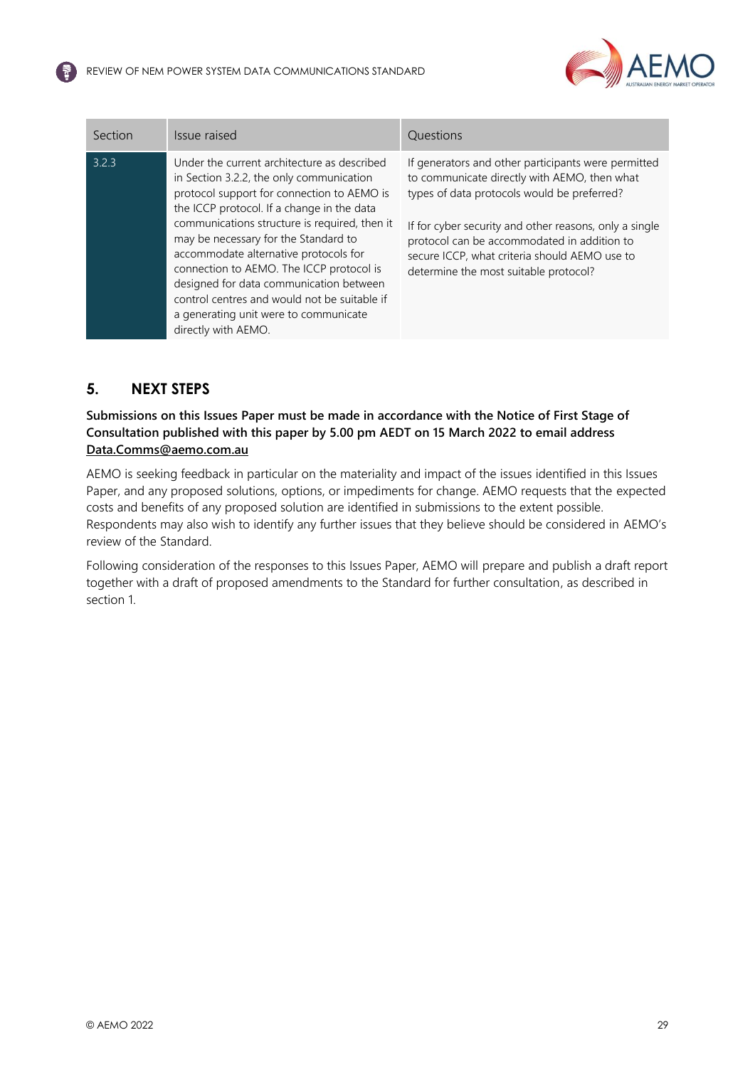| Section | Issue raised | Questions |
| --- | --- | --- |
| 3.2.3 | Under the current architecture as described in Section 3.2.2, the only communication protocol support for connection to AEMO is the ICCP protocol. If a change in the data communications structure is required, then it may be necessary for the Standard to accommodate alternative protocols for connection to AEMO. The ICCP protocol is designed for data communication between control centres and would not be suitable if a generating unit were to communicate directly with AEMO. | If generators and other participants were permitted to communicate directly with AEMO, then what types of data protocols would be preferred?<br><br>If for cyber security and other reasons, only a single protocol can be accommodated in addition to secure ICCP, what criteria should AEMO use to determine the most suitable protocol? |

## 5. NEXT STEPS

**Submissions on this Issues Paper must be made in accordance with the Notice of First Stage of Consultation published with this paper by 5.00 pm AEDT on 15 March 2022 to email address Data.Comms@aemo.com.au**

AEMO is seeking feedback in particular on the materiality and impact of the issues identified in this Issues Paper, and any proposed solutions, options, or impediments for change. AEMO requests that the expected costs and benefits of any proposed solution are identified in submissions to the extent possible. Respondents may also wish to identify any further issues that they believe should be considered in AEMO's review of the Standard.

Following consideration of the responses to this Issues Paper, AEMO will prepare and publish a draft report together with a draft of proposed amendments to the Standard for further consultation, as described in section 1.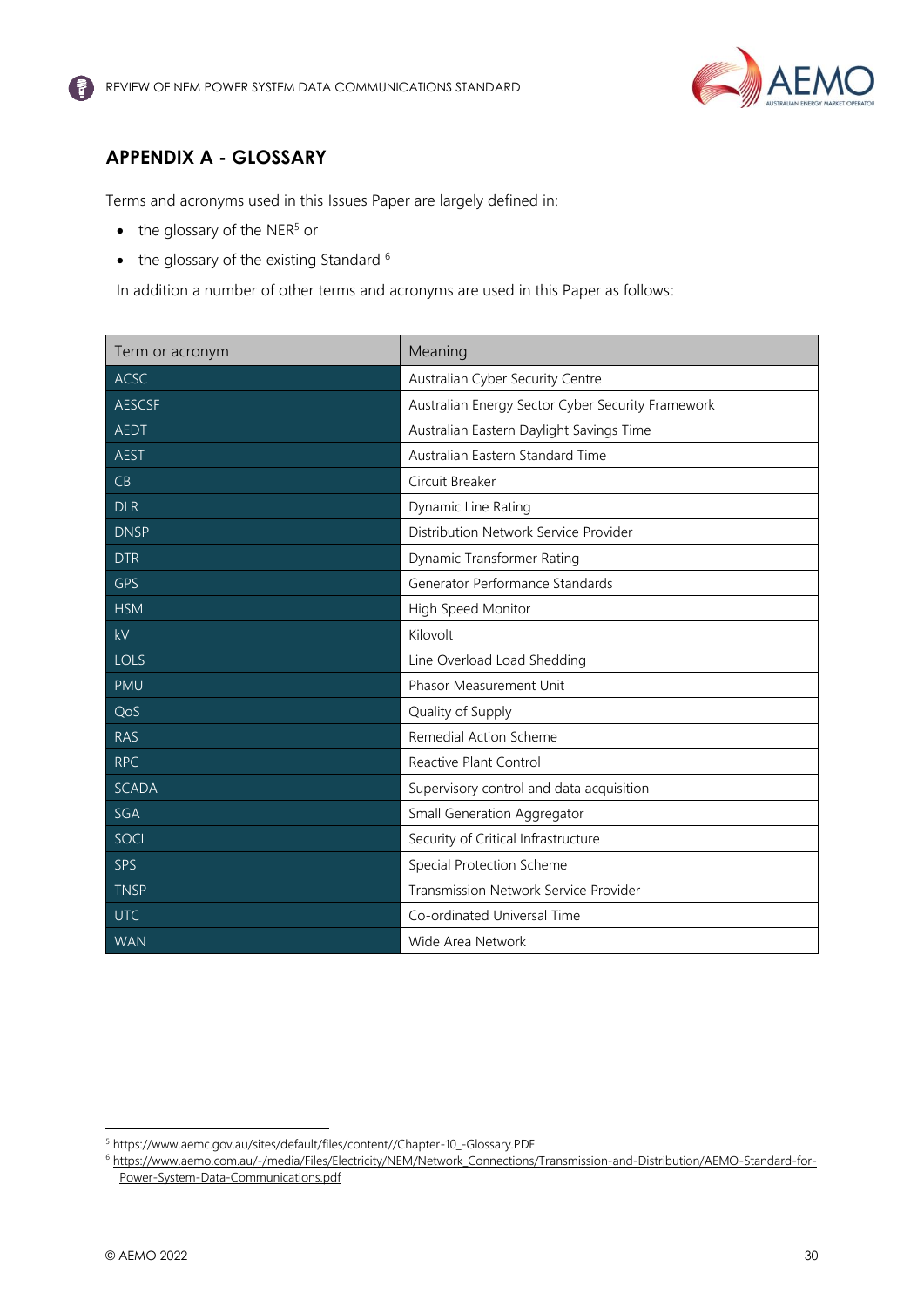## APPENDIX A - GLOSSARY

Terms and acronyms used in this Issues Paper are largely defined in:

- the glossary of the NER[5] or
- the glossary of the existing Standard [6]

In addition a number of other terms and acronyms are used in this Paper as follows:

| Term or acronym | Meaning |
|---|---|
| ACSC | Australian Cyber Security Centre |
| AESCSF | Australian Energy Sector Cyber Security Framework |
| AEDT | Australian Eastern Daylight Savings Time |
| AEST | Australian Eastern Standard Time |
| CB | Circuit Breaker |
| DLR | Dynamic Line Rating |
| DNSP | Distribution Network Service Provider |
| DTR | Dynamic Transformer Rating |
| GPS | Generator Performance Standards |
| HSM | High Speed Monitor |
| kV | Kilovolt |
| LOLS | Line Overload Load Shedding |
| PMU | Phasor Measurement Unit |
| QoS | Quality of Supply |
| RAS | Remedial Action Scheme |
| RPC | Reactive Plant Control |
| SCADA | Supervisory control and data acquisition |
| SGA | Small Generation Aggregator |
| SOCI | Security of Critical Infrastructure |
| SPS | Special Protection Scheme |
| TNSP | Transmission Network Service Provider |
| UTC | Co-ordinated Universal Time |
| WAN | Wide Area Network |

[5] https://www.aemc.gov.au/sites/default/files/content//Chapter-10_-Glossary.PDF

[6] https://www.aemo.com.au/-/media/Files/Electricity/NEM/Network_Connections/Transmission-and-Distribution/AEMO-Standard-for-Power-System-Data-Communications.pdf

© AEMO 2022